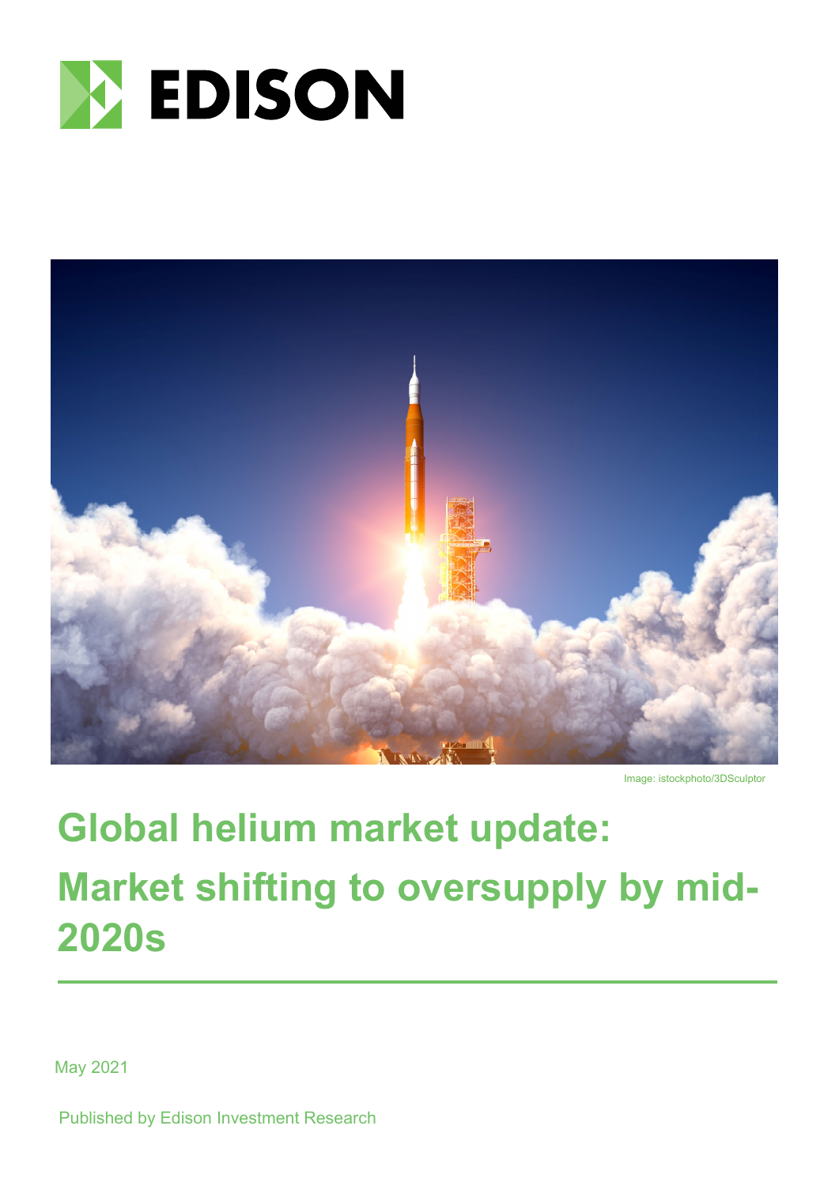EDISON

Image: istockphoto/3DSculptor

# Global helium market update: Market shifting to oversupply by mid-2020s

May 2021

Published by Edison Investment Research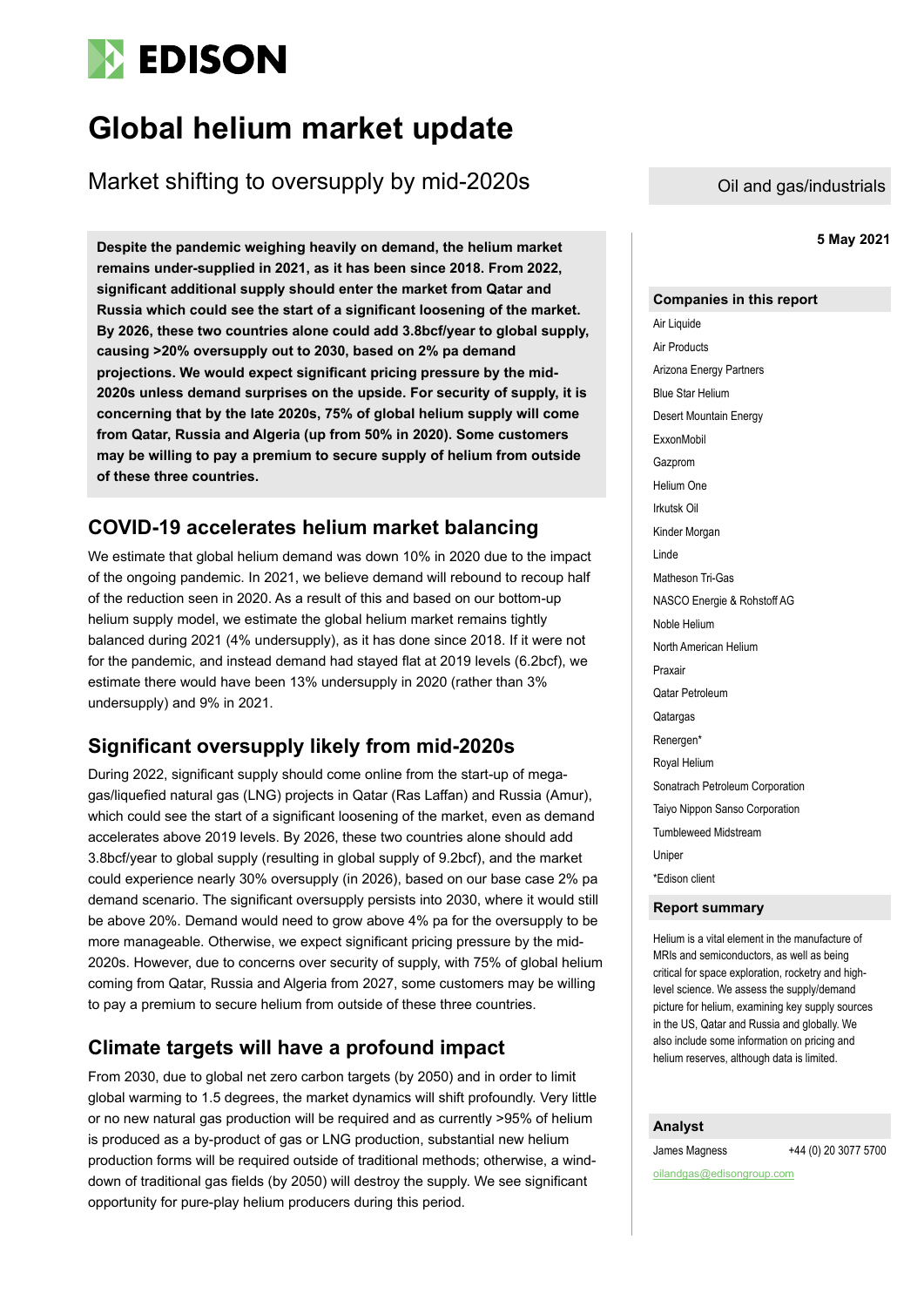# Global helium market update

Market shifting to oversupply by mid-2020s

Oil and gas/industrials

**5 May 2021**

**Despite the pandemic weighing heavily on demand, the helium market remains under-supplied in 2021, as it has been since 2018. From 2022, significant additional supply should enter the market from Qatar and Russia which could see the start of a significant loosening of the market. By 2026, these two countries alone could add 3.8bcf/year to global supply, causing >20% oversupply out to 2030, based on 2% pa demand projections. We would expect significant pricing pressure by the mid-2020s unless demand surprises on the upside. For security of supply, it is concerning that by the late 2020s, 75% of global helium supply will come from Qatar, Russia and Algeria (up from 50% in 2020). Some customers may be willing to pay a premium to secure supply of helium from outside of these three countries.**

## COVID-19 accelerates helium market balancing

We estimate that global helium demand was down 10% in 2020 due to the impact of the ongoing pandemic. In 2021, we believe demand will rebound to recoup half of the reduction seen in 2020. As a result of this and based on our bottom-up helium supply model, we estimate the global helium market remains tightly balanced during 2021 (4% undersupply), as it has done since 2018. If it were not for the pandemic, and instead demand had stayed flat at 2019 levels (6.2bcf), we estimate there would have been 13% undersupply in 2020 (rather than 3% undersupply) and 9% in 2021.

## Significant oversupply likely from mid-2020s

During 2022, significant supply should come online from the start-up of mega-gas/liquefied natural gas (LNG) projects in Qatar (Ras Laffan) and Russia (Amur), which could see the start of a significant loosening of the market, even as demand accelerates above 2019 levels. By 2026, these two countries alone should add 3.8bcf/year to global supply (resulting in global supply of 9.2bcf), and the market could experience nearly 30% oversupply (in 2026), based on our base case 2% pa demand scenario. The significant oversupply persists into 2030, where it would still be above 20%. Demand would need to grow above 4% pa for the oversupply to be more manageable. Otherwise, we expect significant pricing pressure by the mid-2020s. However, due to concerns over security of supply, with 75% of global helium coming from Qatar, Russia and Algeria from 2027, some customers may be willing to pay a premium to secure helium from outside of these three countries.

## Climate targets will have a profound impact

From 2030, due to global net zero carbon targets (by 2050) and in order to limit global warming to 1.5 degrees, the market dynamics will shift profoundly. Very little or no new natural gas production will be required and as currently >95% of helium is produced as a by-product of gas or LNG production, substantial new helium production forms will be required outside of traditional methods; otherwise, a wind-down of traditional gas fields (by 2050) will destroy the supply. We see significant opportunity for pure-play helium producers during this period.

### Companies in this report

Air Liquide
Air Products
Arizona Energy Partners
Blue Star Helium
Desert Mountain Energy
ExxonMobil
Gazprom
Helium One
Irkutsk Oil
Kinder Morgan
Linde
Matheson Tri-Gas
NASCO Energie & Rohstoff AG
Noble Helium
North American Helium
Praxair
Qatar Petroleum
Qatargas
Renergen*
Royal Helium
Sonatrach Petroleum Corporation
Taiyo Nippon Sanso Corporation
Tumbleweed Midstream
Uniper
*Edison client

### Report summary

Helium is a vital element in the manufacture of MRIs and semiconductors, as well as being critical for space exploration, rocketry and high-level science. We assess the supply/demand picture for helium, examining key supply sources in the US, Qatar and Russia and globally. We also include some information on pricing and helium reserves, although data is limited.

### Analyst

James Magness +44 (0) 20 3077 5700

oilandgas@edisongroup.com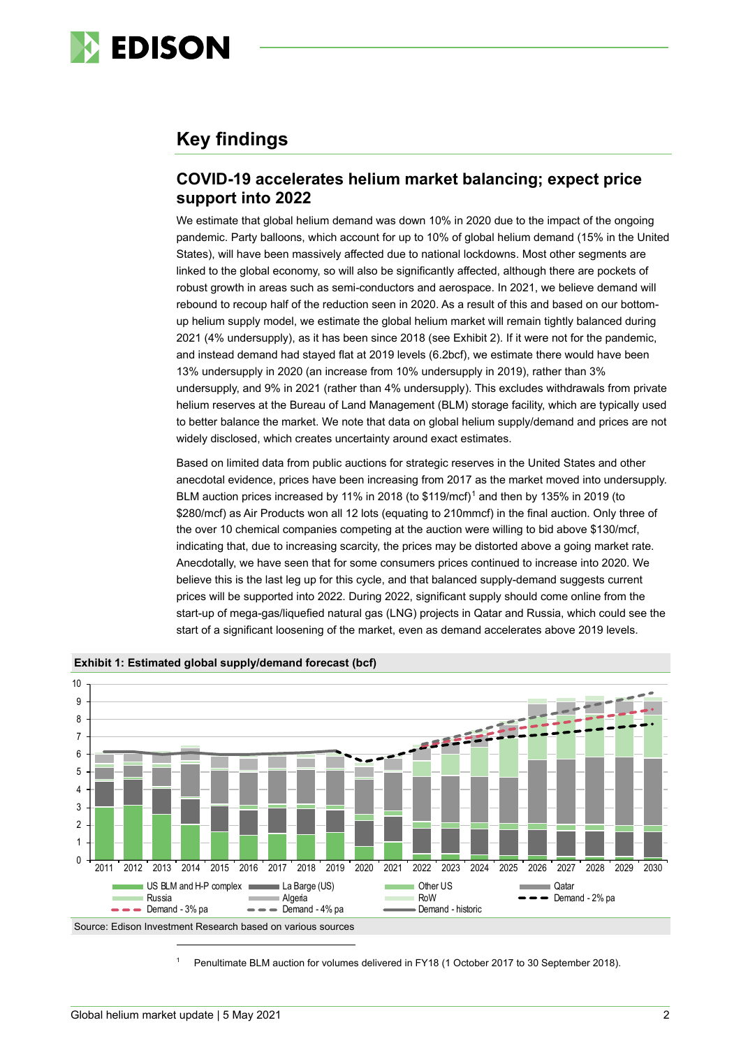## Key findings

### COVID-19 accelerates helium market balancing; expect price support into 2022

We estimate that global helium demand was down 10% in 2020 due to the impact of the ongoing pandemic. Party balloons, which account for up to 10% of global helium demand (15% in the United States), will have been massively affected due to national lockdowns. Most other segments are linked to the global economy, so will also be significantly affected, although there are pockets of robust growth in areas such as semi-conductors and aerospace. In 2021, we believe demand will rebound to recoup half of the reduction seen in 2020. As a result of this and based on our bottom-up helium supply model, we estimate the global helium market will remain tightly balanced during 2021 (4% undersupply), as it has been since 2018 (see Exhibit 2). If it were not for the pandemic, and instead demand had stayed flat at 2019 levels (6.2bcf), we estimate there would have been 13% undersupply in 2020 (an increase from 10% undersupply in 2019), rather than 3% undersupply, and 9% in 2021 (rather than 4% undersupply). This excludes withdrawals from private helium reserves at the Bureau of Land Management (BLM) storage facility, which are typically used to better balance the market. We note that data on global helium supply/demand and prices are not widely disclosed, which creates uncertainty around exact estimates.

Based on limited data from public auctions for strategic reserves in the United States and other anecdotal evidence, prices have been increasing from 2017 as the market moved into undersupply. BLM auction prices increased by 11% in 2018 (to $119/mcf)[1] and then by 135% in 2019 (to $280/mcf) as Air Products won all 12 lots (equating to 210mmcf) in the final auction. Only three of the over 10 chemical companies competing at the auction were willing to bid above $130/mcf, indicating that, due to increasing scarcity, the prices may be distorted above a going market rate. Anecdotally, we have seen that for some consumers prices continued to increase into 2020. We believe this is the last leg up for this cycle, and that balanced supply-demand suggests current prices will be supported into 2022. During 2022, significant supply should come online from the start-up of mega-gas/liquefied natural gas (LNG) projects in Qatar and Russia, which could see the start of a significant loosening of the market, even as demand accelerates above 2019 levels.

**Exhibit 1: Estimated global supply/demand forecast (bcf)**

Legend: US BLM and H-P complex; La Barge (US); Other US; Qatar; Russia; Algeria; RoW; Demand - 2% pa; Demand - 3% pa; Demand - 4% pa; Demand - historic

Source: Edison Investment Research based on various sources

[1] Penultimate BLM auction for volumes delivered in FY18 (1 October 2017 to 30 September 2018).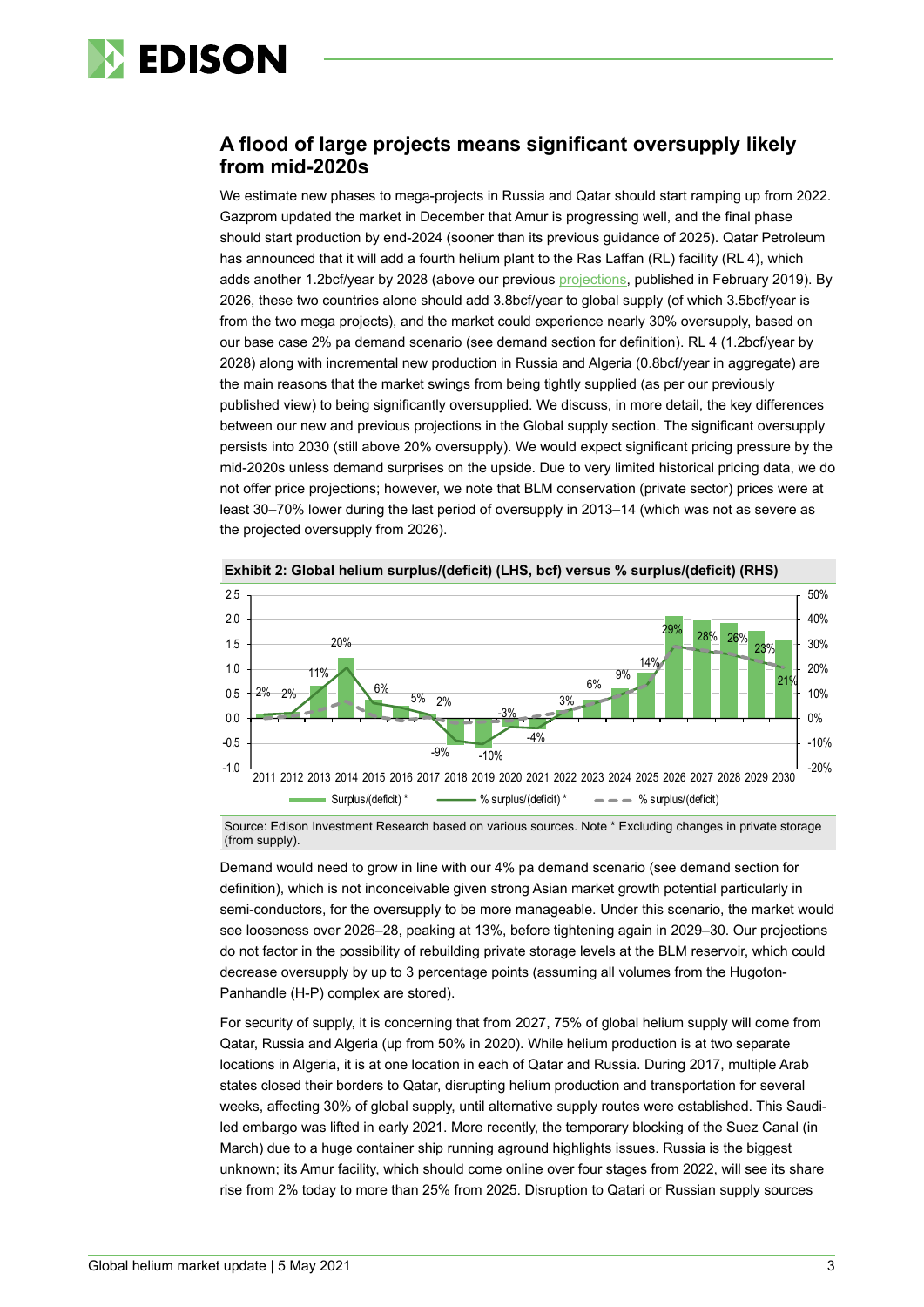## A flood of large projects means significant oversupply likely from mid-2020s

We estimate new phases to mega-projects in Russia and Qatar should start ramping up from 2022. Gazprom updated the market in December that Amur is progressing well, and the final phase should start production by end-2024 (sooner than its previous guidance of 2025). Qatar Petroleum has announced that it will add a fourth helium plant to the Ras Laffan (RL) facility (RL 4), which adds another 1.2bcf/year by 2028 (above our previous projections, published in February 2019). By 2026, these two countries alone should add 3.8bcf/year to global supply (of which 3.5bcf/year is from the two mega projects), and the market could experience nearly 30% oversupply, based on our base case 2% pa demand scenario (see demand section for definition). RL 4 (1.2bcf/year by 2028) along with incremental new production in Russia and Algeria (0.8bcf/year in aggregate) are the main reasons that the market swings from being tightly supplied (as per our previously published view) to being significantly oversupplied. We discuss, in more detail, the key differences between our new and previous projections in the Global supply section. The significant oversupply persists into 2030 (still above 20% oversupply). We would expect significant pricing pressure by the mid-2020s unless demand surprises on the upside. Due to very limited historical pricing data, we do not offer price projections; however, we note that BLM conservation (private sector) prices were at least 30–70% lower during the last period of oversupply in 2013–14 (which was not as severe as the projected oversupply from 2026).

**Exhibit 2: Global helium surplus/(deficit) (LHS, bcf) versus % surplus/(deficit) (RHS)**

| Year | % surplus/(deficit) * |
|---|---|
| 2011 | 2% |
| 2012 | 2% |
| 2013 | 11% |
| 2014 | 20% |
| 2015 | 6% |
| 2016 | 5% |
| 2017 | 2% |
| 2018 | -9% |
| 2019 | -10% |
| 2020 | -3% |
| 2021 | -4% |
| 2022 | 3% |
| 2023 | 6% |
| 2024 | 9% |
| 2025 | 14% |
| 2026 | 29% |
| 2027 | 28% |
| 2028 | 26% |
| 2029 | 23% |
| 2030 | 21% |

Legend: Surplus/(deficit) * ; % surplus/(deficit) * ; % surplus/(deficit)

Source: Edison Investment Research based on various sources. Note * Excluding changes in private storage (from supply).

Demand would need to grow in line with our 4% pa demand scenario (see demand section for definition), which is not inconceivable given strong Asian market growth potential particularly in semi-conductors, for the oversupply to be more manageable. Under this scenario, the market would see looseness over 2026–28, peaking at 13%, before tightening again in 2029–30. Our projections do not factor in the possibility of rebuilding private storage levels at the BLM reservoir, which could decrease oversupply by up to 3 percentage points (assuming all volumes from the Hugoton-Panhandle (H-P) complex are stored).

For security of supply, it is concerning that from 2027, 75% of global helium supply will come from Qatar, Russia and Algeria (up from 50% in 2020). While helium production is at two separate locations in Algeria, it is at one location in each of Qatar and Russia. During 2017, multiple Arab states closed their borders to Qatar, disrupting helium production and transportation for several weeks, affecting 30% of global supply, until alternative supply routes were established. This Saudi-led embargo was lifted in early 2021. More recently, the temporary blocking of the Suez Canal (in March) due to a huge container ship running aground highlights issues. Russia is the biggest unknown; its Amur facility, which should come online over four stages from 2022, will see its share rise from 2% today to more than 25% from 2025. Disruption to Qatari or Russian supply sources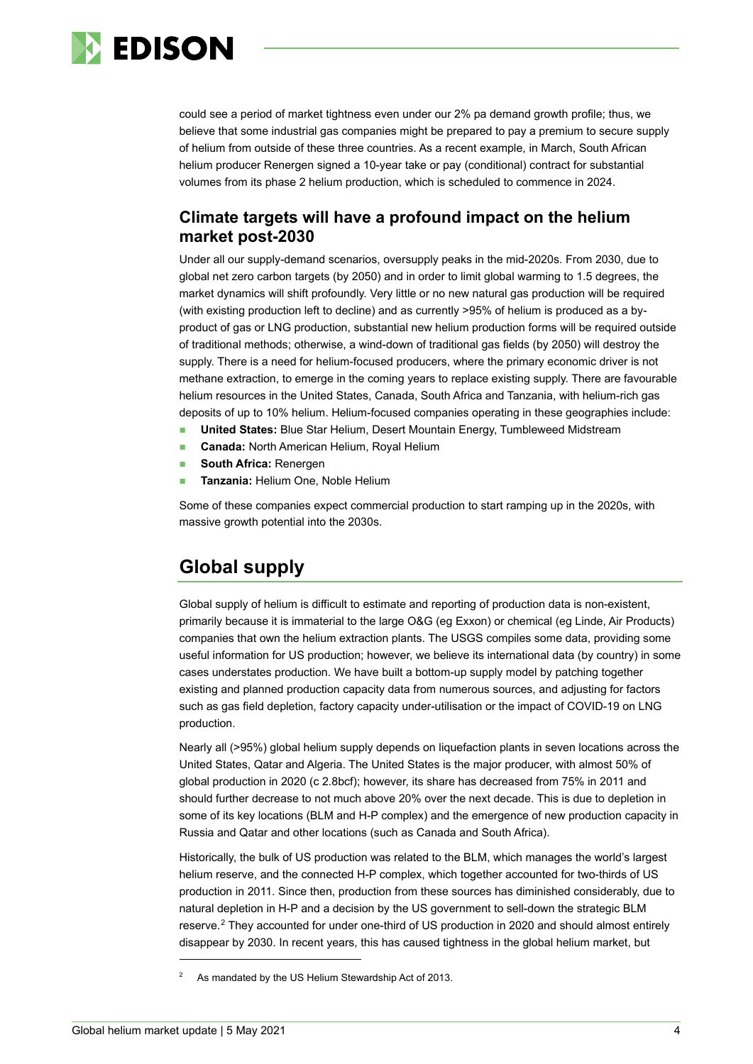could see a period of market tightness even under our 2% pa demand growth profile; thus, we believe that some industrial gas companies might be prepared to pay a premium to secure supply of helium from outside of these three countries. As a recent example, in March, South African helium producer Renergen signed a 10-year take or pay (conditional) contract for substantial volumes from its phase 2 helium production, which is scheduled to commence in 2024.

### Climate targets will have a profound impact on the helium market post-2030

Under all our supply-demand scenarios, oversupply peaks in the mid-2020s. From 2030, due to global net zero carbon targets (by 2050) and in order to limit global warming to 1.5 degrees, the market dynamics will shift profoundly. Very little or no new natural gas production will be required (with existing production left to decline) and as currently >95% of helium is produced as a by-product of gas or LNG production, substantial new helium production forms will be required outside of traditional methods; otherwise, a wind-down of traditional gas fields (by 2050) will destroy the supply. There is a need for helium-focused producers, where the primary economic driver is not methane extraction, to emerge in the coming years to replace existing supply. There are favourable helium resources in the United States, Canada, South Africa and Tanzania, with helium-rich gas deposits of up to 10% helium. Helium-focused companies operating in these geographies include:

- **United States:** Blue Star Helium, Desert Mountain Energy, Tumbleweed Midstream
- **Canada:** North American Helium, Royal Helium
- **South Africa:** Renergen
- **Tanzania:** Helium One, Noble Helium

Some of these companies expect commercial production to start ramping up in the 2020s, with massive growth potential into the 2030s.

## Global supply

Global supply of helium is difficult to estimate and reporting of production data is non-existent, primarily because it is immaterial to the large O&G (eg Exxon) or chemical (eg Linde, Air Products) companies that own the helium extraction plants. The USGS compiles some data, providing some useful information for US production; however, we believe its international data (by country) in some cases understates production. We have built a bottom-up supply model by patching together existing and planned production capacity data from numerous sources, and adjusting for factors such as gas field depletion, factory capacity under-utilisation or the impact of COVID-19 on LNG production.

Nearly all (>95%) global helium supply depends on liquefaction plants in seven locations across the United States, Qatar and Algeria. The United States is the major producer, with almost 50% of global production in 2020 (c 2.8bcf); however, its share has decreased from 75% in 2011 and should further decrease to not much above 20% over the next decade. This is due to depletion in some of its key locations (BLM and H-P complex) and the emergence of new production capacity in Russia and Qatar and other locations (such as Canada and South Africa).

Historically, the bulk of US production was related to the BLM, which manages the world's largest helium reserve, and the connected H-P complex, which together accounted for two-thirds of US production in 2011. Since then, production from these sources has diminished considerably, due to natural depletion in H-P and a decision by the US government to sell-down the strategic BLM reserve.[2] They accounted for under one-third of US production in 2020 and should almost entirely disappear by 2030. In recent years, this has caused tightness in the global helium market, but

[2] As mandated by the US Helium Stewardship Act of 2013.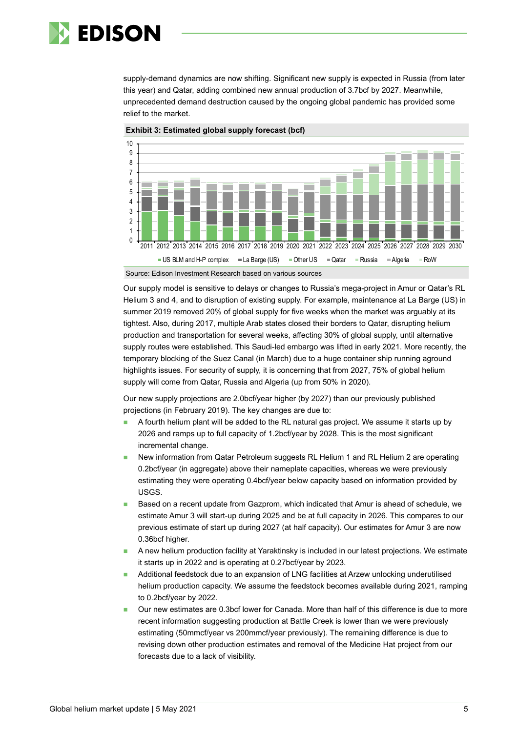supply-demand dynamics are now shifting. Significant new supply is expected in Russia (from later this year) and Qatar, adding combined new annual production of 3.7bcf by 2027. Meanwhile, unprecedented demand destruction caused by the ongoing global pandemic has provided some relief to the market.

**Exhibit 3: Estimated global supply forecast (bcf)**

Source: Edison Investment Research based on various sources

Our supply model is sensitive to delays or changes to Russia's mega-project in Amur or Qatar's RL Helium 3 and 4, and to disruption of existing supply. For example, maintenance at La Barge (US) in summer 2019 removed 20% of global supply for five weeks when the market was arguably at its tightest. Also, during 2017, multiple Arab states closed their borders to Qatar, disrupting helium production and transportation for several weeks, affecting 30% of global supply, until alternative supply routes were established. This Saudi-led embargo was lifted in early 2021. More recently, the temporary blocking of the Suez Canal (in March) due to a huge container ship running aground highlights issues. For security of supply, it is concerning that from 2027, 75% of global helium supply will come from Qatar, Russia and Algeria (up from 50% in 2020).

Our new supply projections are 2.0bcf/year higher (by 2027) than our previously published projections (in February 2019). The key changes are due to:

- A fourth helium plant will be added to the RL natural gas project. We assume it starts up by 2026 and ramps up to full capacity of 1.2bcf/year by 2028. This is the most significant incremental change.
- New information from Qatar Petroleum suggests RL Helium 1 and RL Helium 2 are operating 0.2bcf/year (in aggregate) above their nameplate capacities, whereas we were previously estimating they were operating 0.4bcf/year below capacity based on information provided by USGS.
- Based on a recent update from Gazprom, which indicated that Amur is ahead of schedule, we estimate Amur 3 will start-up during 2025 and be at full capacity in 2026. This compares to our previous estimate of start up during 2027 (at half capacity). Our estimates for Amur 3 are now 0.36bcf higher.
- A new helium production facility at Yaraktinsky is included in our latest projections. We estimate it starts up in 2022 and is operating at 0.27bcf/year by 2023.
- Additional feedstock due to an expansion of LNG facilities at Arzew unlocking underutilised helium production capacity. We assume the feedstock becomes available during 2021, ramping to 0.2bcf/year by 2022.
- Our new estimates are 0.3bcf lower for Canada. More than half of this difference is due to more recent information suggesting production at Battle Creek is lower than we were previously estimating (50mmcf/year vs 200mmcf/year previously). The remaining difference is due to revising down other production estimates and removal of the Medicine Hat project from our forecasts due to a lack of visibility.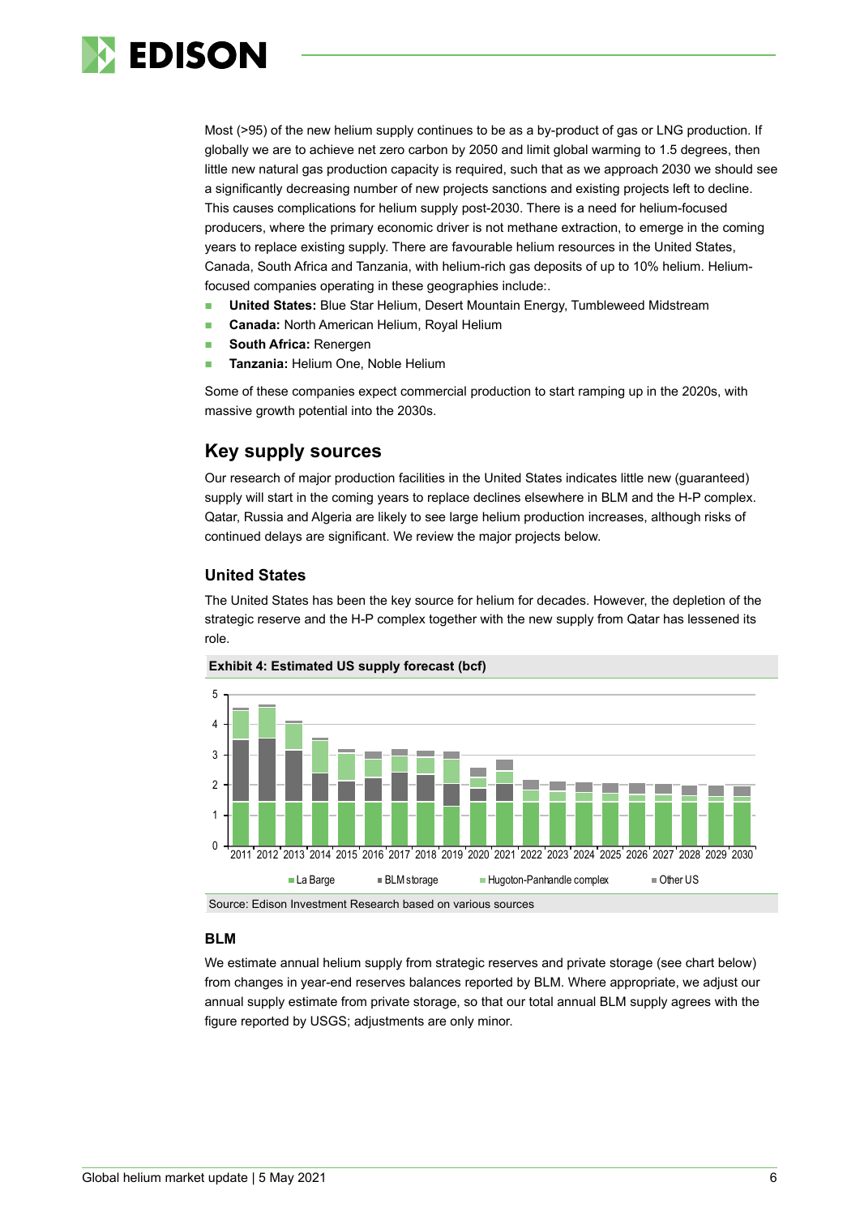Most (>95) of the new helium supply continues to be as a by-product of gas or LNG production. If globally we are to achieve net zero carbon by 2050 and limit global warming to 1.5 degrees, then little new natural gas production capacity is required, such that as we approach 2030 we should see a significantly decreasing number of new projects sanctions and existing projects left to decline. This causes complications for helium supply post-2030. There is a need for helium-focused producers, where the primary economic driver is not methane extraction, to emerge in the coming years to replace existing supply. There are favourable helium resources in the United States, Canada, South Africa and Tanzania, with helium-rich gas deposits of up to 10% helium. Helium-focused companies operating in these geographies include:.

- **United States:** Blue Star Helium, Desert Mountain Energy, Tumbleweed Midstream
- **Canada:** North American Helium, Royal Helium
- **South Africa:** Renergen
- **Tanzania:** Helium One, Noble Helium

Some of these companies expect commercial production to start ramping up in the 2020s, with massive growth potential into the 2030s.

## Key supply sources

Our research of major production facilities in the United States indicates little new (guaranteed) supply will start in the coming years to replace declines elsewhere in BLM and the H-P complex. Qatar, Russia and Algeria are likely to see large helium production increases, although risks of continued delays are significant. We review the major projects below.

### United States

The United States has been the key source for helium for decades. However, the depletion of the strategic reserve and the H-P complex together with the new supply from Qatar has lessened its role.

**Exhibit 4: Estimated US supply forecast (bcf)**

Source: Edison Investment Research based on various sources

#### BLM

We estimate annual helium supply from strategic reserves and private storage (see chart below) from changes in year-end reserves balances reported by BLM. Where appropriate, we adjust our annual supply estimate from private storage, so that our total annual BLM supply agrees with the figure reported by USGS; adjustments are only minor.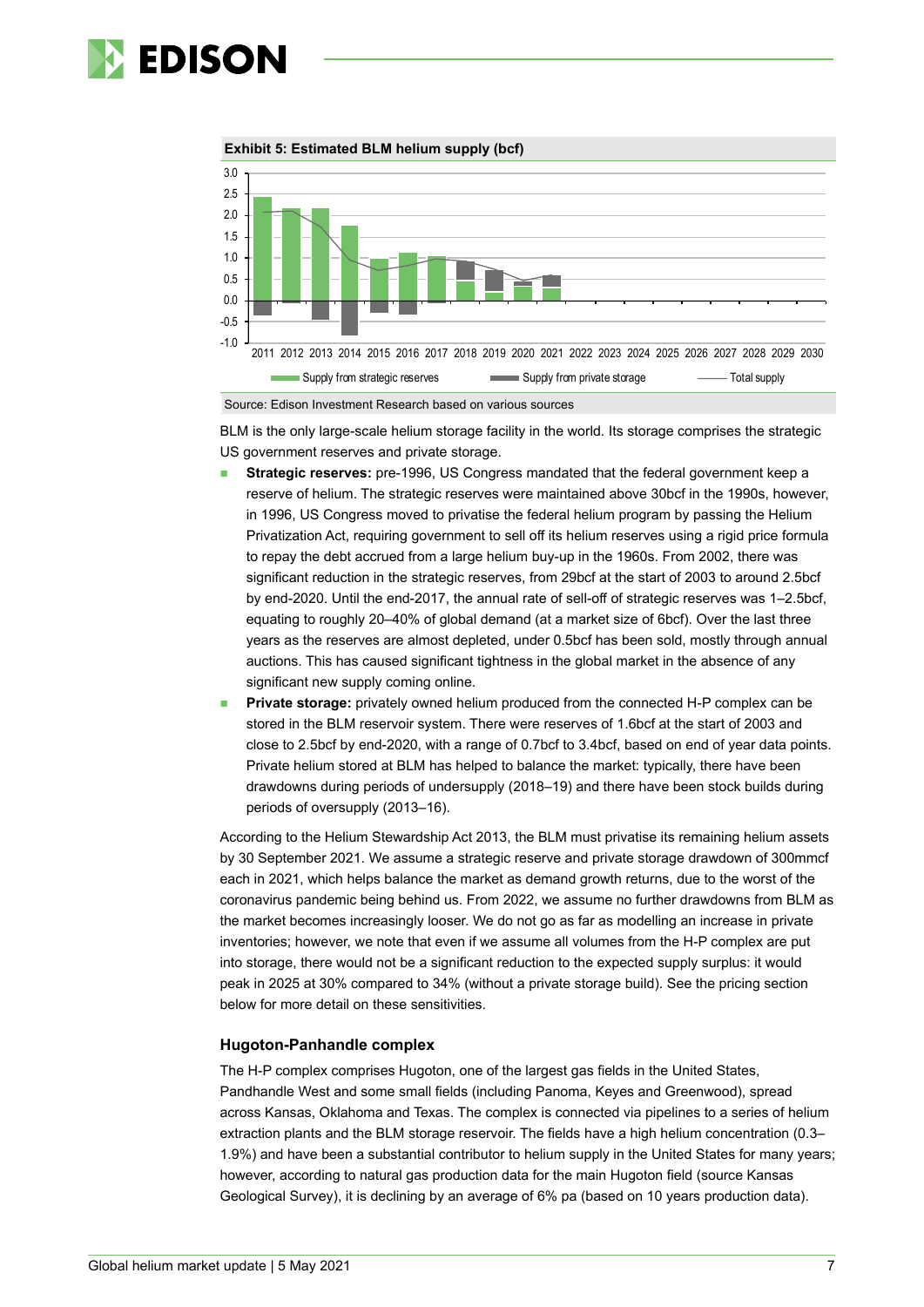**Exhibit 5: Estimated BLM helium supply (bcf)**

Source: Edison Investment Research based on various sources

BLM is the only large-scale helium storage facility in the world. Its storage comprises the strategic US government reserves and private storage.

- **Strategic reserves:** pre-1996, US Congress mandated that the federal government keep a reserve of helium. The strategic reserves were maintained above 30bcf in the 1990s, however, in 1996, US Congress moved to privatise the federal helium program by passing the Helium Privatization Act, requiring government to sell off its helium reserves using a rigid price formula to repay the debt accrued from a large helium buy-up in the 1960s. From 2002, there was significant reduction in the strategic reserves, from 29bcf at the start of 2003 to around 2.5bcf by end-2020. Until the end-2017, the annual rate of sell-off of strategic reserves was 1–2.5bcf, equating to roughly 20–40% of global demand (at a market size of 6bcf). Over the last three years as the reserves are almost depleted, under 0.5bcf has been sold, mostly through annual auctions. This has caused significant tightness in the global market in the absence of any significant new supply coming online.
- **Private storage:** privately owned helium produced from the connected H-P complex can be stored in the BLM reservoir system. There were reserves of 1.6bcf at the start of 2003 and close to 2.5bcf by end-2020, with a range of 0.7bcf to 3.4bcf, based on end of year data points. Private helium stored at BLM has helped to balance the market: typically, there have been drawdowns during periods of undersupply (2018–19) and there have been stock builds during periods of oversupply (2013–16).

According to the Helium Stewardship Act 2013, the BLM must privatise its remaining helium assets by 30 September 2021. We assume a strategic reserve and private storage drawdown of 300mmcf each in 2021, which helps balance the market as demand growth returns, due to the worst of the coronavirus pandemic being behind us. From 2022, we assume no further drawdowns from BLM as the market becomes increasingly looser. We do not go as far as modelling an increase in private inventories; however, we note that even if we assume all volumes from the H-P complex are put into storage, there would not be a significant reduction to the expected supply surplus: it would peak in 2025 at 30% compared to 34% (without a private storage build). See the pricing section below for more detail on these sensitivities.

### Hugoton-Panhandle complex

The H-P complex comprises Hugoton, one of the largest gas fields in the United States, Pandhandle West and some small fields (including Panoma, Keyes and Greenwood), spread across Kansas, Oklahoma and Texas. The complex is connected via pipelines to a series of helium extraction plants and the BLM storage reservoir. The fields have a high helium concentration (0.3–1.9%) and have been a substantial contributor to helium supply in the United States for many years; however, according to natural gas production data for the main Hugoton field (source Kansas Geological Survey), it is declining by an average of 6% pa (based on 10 years production data).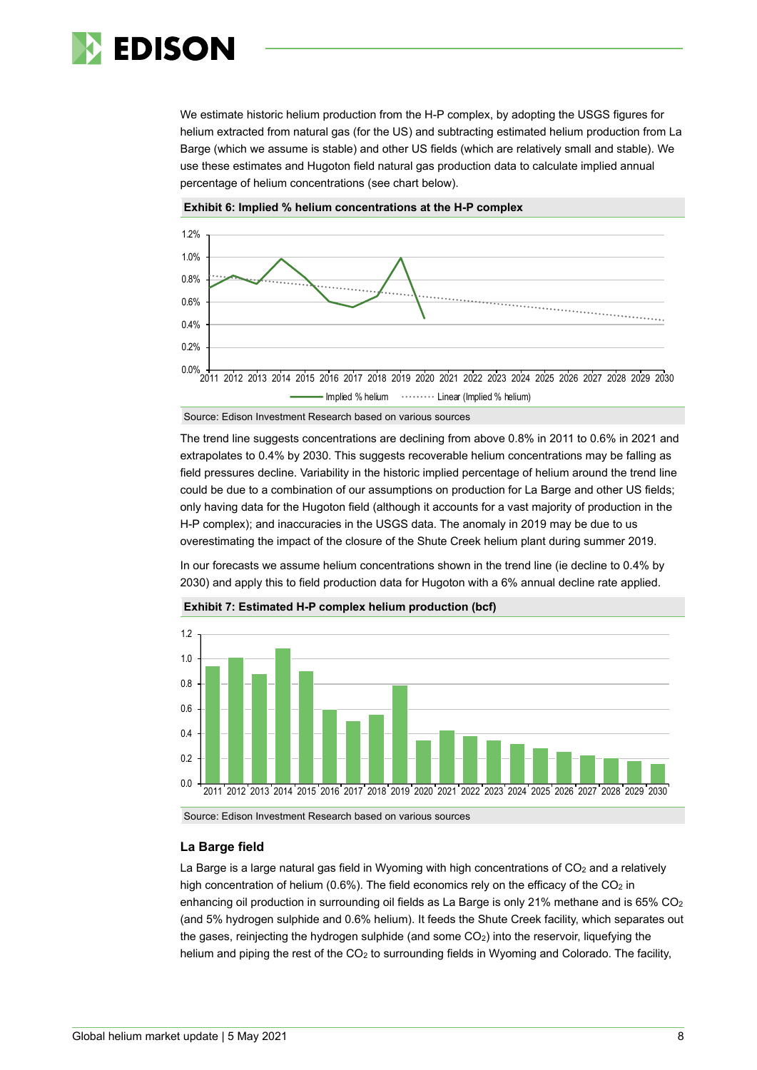We estimate historic helium production from the H-P complex, by adopting the USGS figures for helium extracted from natural gas (for the US) and subtracting estimated helium production from La Barge (which we assume is stable) and other US fields (which are relatively small and stable). We use these estimates and Hugoton field natural gas production data to calculate implied annual percentage of helium concentrations (see chart below).

**Exhibit 6: Implied % helium concentrations at the H-P complex**

Source: Edison Investment Research based on various sources

The trend line suggests concentrations are declining from above 0.8% in 2011 to 0.6% in 2021 and extrapolates to 0.4% by 2030. This suggests recoverable helium concentrations may be falling as field pressures decline. Variability in the historic implied percentage of helium around the trend line could be due to a combination of our assumptions on production for La Barge and other US fields; only having data for the Hugoton field (although it accounts for a vast majority of production in the H-P complex); and inaccuracies in the USGS data. The anomaly in 2019 may be due to us overestimating the impact of the closure of the Shute Creek helium plant during summer 2019.

In our forecasts we assume helium concentrations shown in the trend line (ie decline to 0.4% by 2030) and apply this to field production data for Hugoton with a 6% annual decline rate applied.

**Exhibit 7: Estimated H-P complex helium production (bcf)**

Source: Edison Investment Research based on various sources

### La Barge field

La Barge is a large natural gas field in Wyoming with high concentrations of $CO_2$ and a relatively high concentration of helium (0.6%). The field economics rely on the efficacy of the $CO_2$ in enhancing oil production in surrounding oil fields as La Barge is only 21% methane and is 65% $CO_2$ (and 5% hydrogen sulphide and 0.6% helium). It feeds the Shute Creek facility, which separates out the gases, reinjecting the hydrogen sulphide (and some $CO_2$) into the reservoir, liquefying the helium and piping the rest of the $CO_2$ to surrounding fields in Wyoming and Colorado. The facility,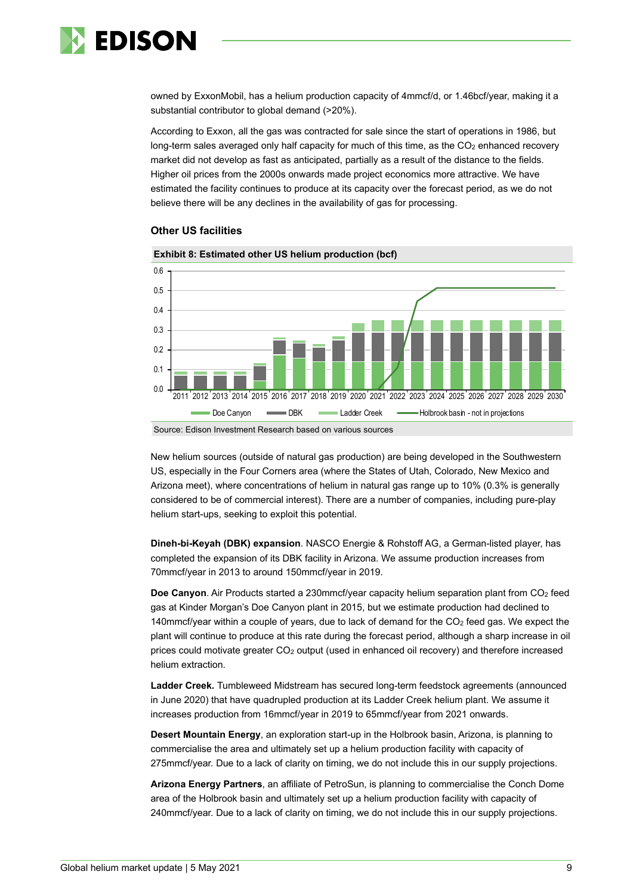owned by ExxonMobil, has a helium production capacity of 4mmcf/d, or 1.46bcf/year, making it a substantial contributor to global demand (>20%).

According to Exxon, all the gas was contracted for sale since the start of operations in 1986, but long-term sales averaged only half capacity for much of this time, as the $CO_2$ enhanced recovery market did not develop as fast as anticipated, partially as a result of the distance to the fields. Higher oil prices from the 2000s onwards made project economics more attractive. We have estimated the facility continues to produce at its capacity over the forecast period, as we do not believe there will be any declines in the availability of gas for processing.

### Other US facilities

**Exhibit 8: Estimated other US helium production (bcf)**

Source: Edison Investment Research based on various sources

New helium sources (outside of natural gas production) are being developed in the Southwestern US, especially in the Four Corners area (where the States of Utah, Colorado, New Mexico and Arizona meet), where concentrations of helium in natural gas range up to 10% (0.3% is generally considered to be of commercial interest). There are a number of companies, including pure-play helium start-ups, seeking to exploit this potential.

**Dineh-bi-Keyah (DBK) expansion**. NASCO Energie & Rohstoff AG, a German-listed player, has completed the expansion of its DBK facility in Arizona. We assume production increases from 70mmcf/year in 2013 to around 150mmcf/year in 2019.

**Doe Canyon**. Air Products started a 230mmcf/year capacity helium separation plant from $CO_2$ feed gas at Kinder Morgan's Doe Canyon plant in 2015, but we estimate production had declined to 140mmcf/year within a couple of years, due to lack of demand for the $CO_2$ feed gas. We expect the plant will continue to produce at this rate during the forecast period, although a sharp increase in oil prices could motivate greater $CO_2$ output (used in enhanced oil recovery) and therefore increased helium extraction.

**Ladder Creek.** Tumbleweed Midstream has secured long-term feedstock agreements (announced in June 2020) that have quadrupled production at its Ladder Creek helium plant. We assume it increases production from 16mmcf/year in 2019 to 65mmcf/year from 2021 onwards.

**Desert Mountain Energy**, an exploration start-up in the Holbrook basin, Arizona, is planning to commercialise the area and ultimately set up a helium production facility with capacity of 275mmcf/year. Due to a lack of clarity on timing, we do not include this in our supply projections.

**Arizona Energy Partners**, an affiliate of PetroSun, is planning to commercialise the Conch Dome area of the Holbrook basin and ultimately set up a helium production facility with capacity of 240mmcf/year. Due to a lack of clarity on timing, we do not include this in our supply projections.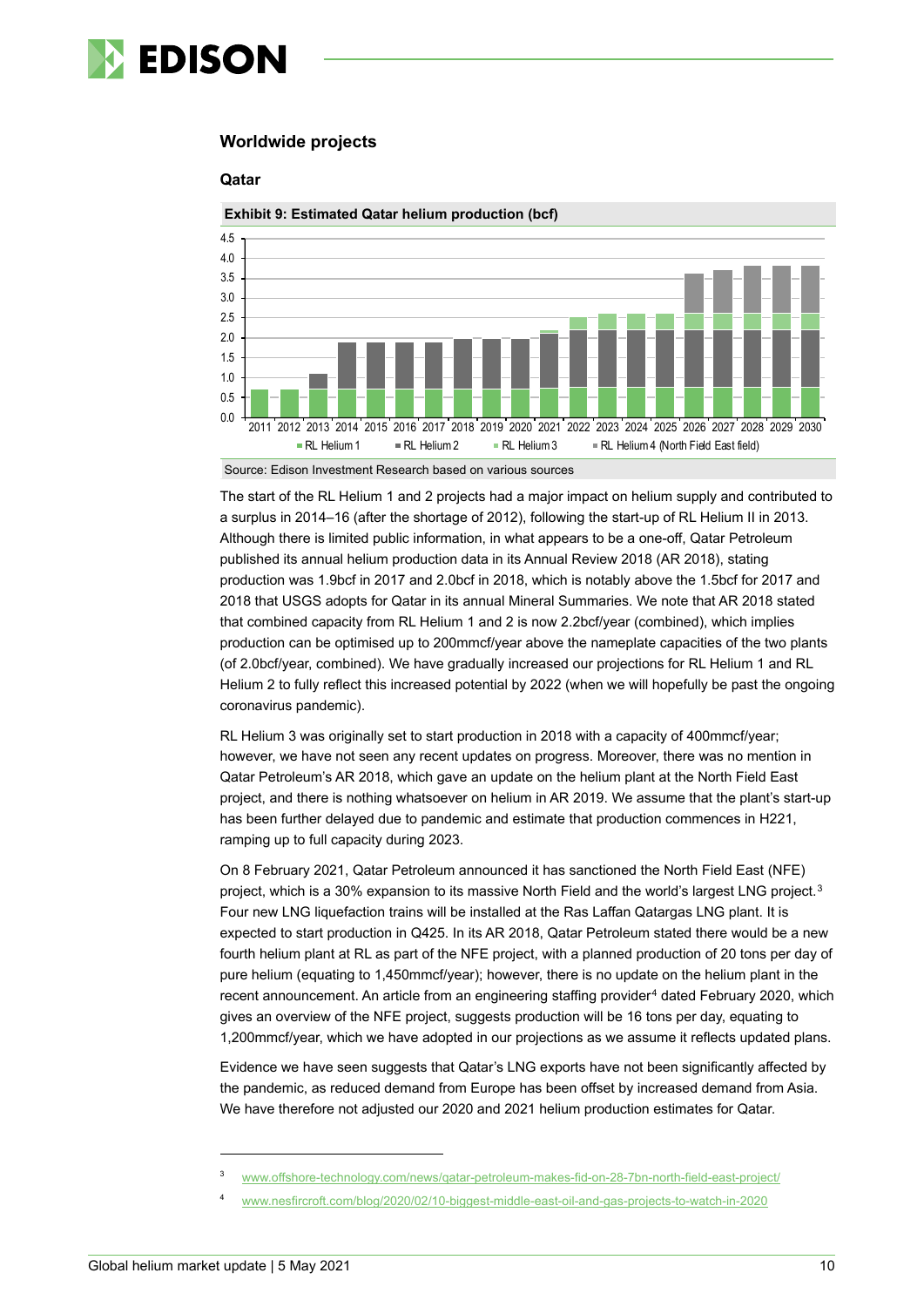## Worldwide projects

### Qatar

**Exhibit 9: Estimated Qatar helium production (bcf)**

Source: Edison Investment Research based on various sources

The start of the RL Helium 1 and 2 projects had a major impact on helium supply and contributed to a surplus in 2014–16 (after the shortage of 2012), following the start-up of RL Helium II in 2013. Although there is limited public information, in what appears to be a one-off, Qatar Petroleum published its annual helium production data in its Annual Review 2018 (AR 2018), stating production was 1.9bcf in 2017 and 2.0bcf in 2018, which is notably above the 1.5bcf for 2017 and 2018 that USGS adopts for Qatar in its annual Mineral Summaries. We note that AR 2018 stated that combined capacity from RL Helium 1 and 2 is now 2.2bcf/year (combined), which implies production can be optimised up to 200mmcf/year above the nameplate capacities of the two plants (of 2.0bcf/year, combined). We have gradually increased our projections for RL Helium 1 and RL Helium 2 to fully reflect this increased potential by 2022 (when we will hopefully be past the ongoing coronavirus pandemic).

RL Helium 3 was originally set to start production in 2018 with a capacity of 400mmcf/year; however, we have not seen any recent updates on progress. Moreover, there was no mention in Qatar Petroleum's AR 2018, which gave an update on the helium plant at the North Field East project, and there is nothing whatsoever on helium in AR 2019. We assume that the plant's start-up has been further delayed due to pandemic and estimate that production commences in H221, ramping up to full capacity during 2023.

On 8 February 2021, Qatar Petroleum announced it has sanctioned the North Field East (NFE) project, which is a 30% expansion to its massive North Field and the world's largest LNG project.[3] Four new LNG liquefaction trains will be installed at the Ras Laffan Qatargas LNG plant. It is expected to start production in Q425. In its AR 2018, Qatar Petroleum stated there would be a new fourth helium plant at RL as part of the NFE project, with a planned production of 20 tons per day of pure helium (equating to 1,450mmcf/year); however, there is no update on the helium plant in the recent announcement. An article from an engineering staffing provider[4] dated February 2020, which gives an overview of the NFE project, suggests production will be 16 tons per day, equating to 1,200mmcf/year, which we have adopted in our projections as we assume it reflects updated plans.

Evidence we have seen suggests that Qatar's LNG exports have not been significantly affected by the pandemic, as reduced demand from Europe has been offset by increased demand from Asia. We have therefore not adjusted our 2020 and 2021 helium production estimates for Qatar.

---

[3] www.offshore-technology.com/news/qatar-petroleum-makes-fid-on-28-7bn-north-field-east-project/

[4] www.nesfircroft.com/blog/2020/02/10-biggest-middle-east-oil-and-gas-projects-to-watch-in-2020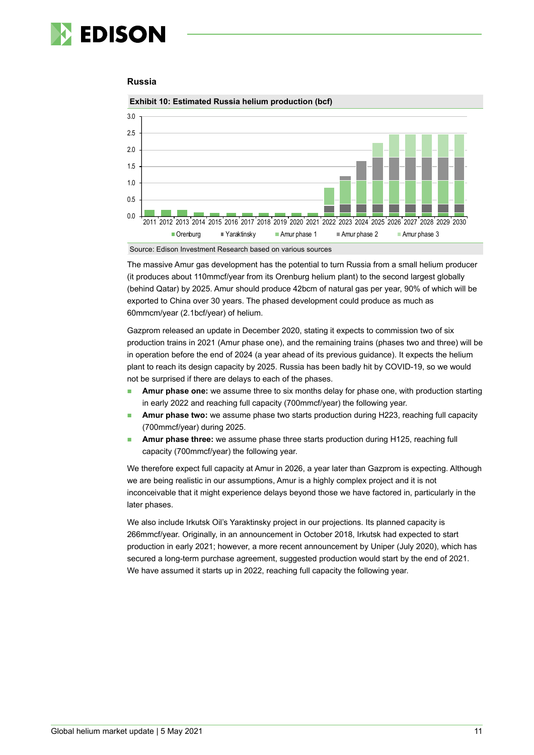## Russia

**Exhibit 10: Estimated Russia helium production (bcf)**

Source: Edison Investment Research based on various sources

The massive Amur gas development has the potential to turn Russia from a small helium producer (it produces about 110mmcf/year from its Orenburg helium plant) to the second largest globally (behind Qatar) by 2025. Amur should produce 42bcm of natural gas per year, 90% of which will be exported to China over 30 years. The phased development could produce as much as 60mmcm/year (2.1bcf/year) of helium.

Gazprom released an update in December 2020, stating it expects to commission two of six production trains in 2021 (Amur phase one), and the remaining trains (phases two and three) will be in operation before the end of 2024 (a year ahead of its previous guidance). It expects the helium plant to reach its design capacity by 2025. Russia has been badly hit by COVID-19, so we would not be surprised if there are delays to each of the phases.

- **Amur phase one:** we assume three to six months delay for phase one, with production starting in early 2022 and reaching full capacity (700mmcf/year) the following year.
- **Amur phase two:** we assume phase two starts production during H223, reaching full capacity (700mmcf/year) during 2025.
- **Amur phase three:** we assume phase three starts production during H125, reaching full capacity (700mmcf/year) the following year.

We therefore expect full capacity at Amur in 2026, a year later than Gazprom is expecting. Although we are being realistic in our assumptions, Amur is a highly complex project and it is not inconceivable that it might experience delays beyond those we have factored in, particularly in the later phases.

We also include Irkutsk Oil's Yaraktinsky project in our projections. Its planned capacity is 266mmcf/year. Originally, in an announcement in October 2018, Irkutsk had expected to start production in early 2021; however, a more recent announcement by Uniper (July 2020), which has secured a long-term purchase agreement, suggested production would start by the end of 2021. We have assumed it starts up in 2022, reaching full capacity the following year.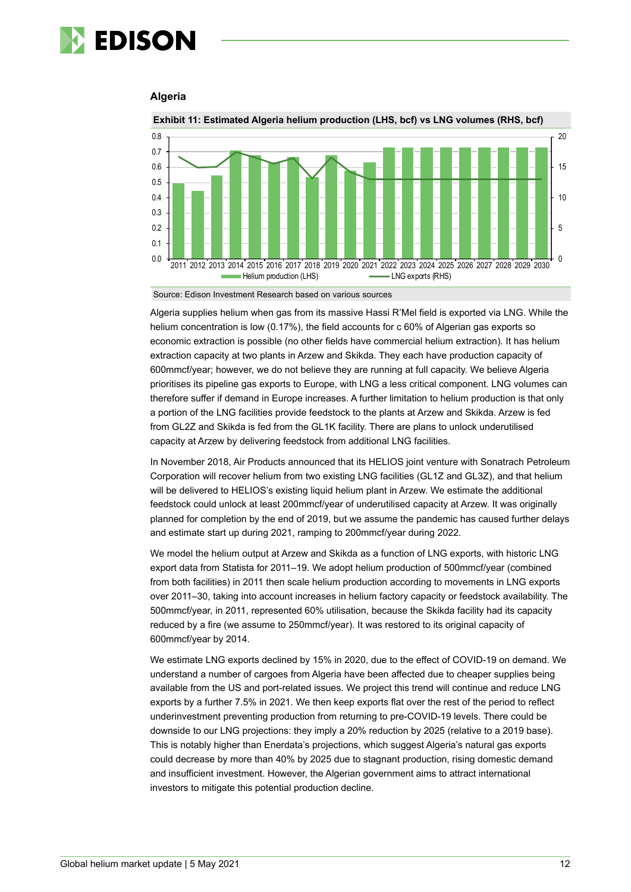## Algeria

**Exhibit 11: Estimated Algeria helium production (LHS, bcf) vs LNG volumes (RHS, bcf)**

Source: Edison Investment Research based on various sources

Algeria supplies helium when gas from its massive Hassi R'Mel field is exported via LNG. While the helium concentration is low (0.17%), the field accounts for c 60% of Algerian gas exports so economic extraction is possible (no other fields have commercial helium extraction). It has helium extraction capacity at two plants in Arzew and Skikda. They each have production capacity of 600mmcf/year; however, we do not believe they are running at full capacity. We believe Algeria prioritises its pipeline gas exports to Europe, with LNG a less critical component. LNG volumes can therefore suffer if demand in Europe increases. A further limitation to helium production is that only a portion of the LNG facilities provide feedstock to the plants at Arzew and Skikda. Arzew is fed from GL2Z and Skikda is fed from the GL1K facility. There are plans to unlock underutilised capacity at Arzew by delivering feedstock from additional LNG facilities.

In November 2018, Air Products announced that its HELIOS joint venture with Sonatrach Petroleum Corporation will recover helium from two existing LNG facilities (GL1Z and GL3Z), and that helium will be delivered to HELIOS's existing liquid helium plant in Arzew. We estimate the additional feedstock could unlock at least 200mmcf/year of underutilised capacity at Arzew. It was originally planned for completion by the end of 2019, but we assume the pandemic has caused further delays and estimate start up during 2021, ramping to 200mmcf/year during 2022.

We model the helium output at Arzew and Skikda as a function of LNG exports, with historic LNG export data from Statista for 2011–19. We adopt helium production of 500mmcf/year (combined from both facilities) in 2011 then scale helium production according to movements in LNG exports over 2011–30, taking into account increases in helium factory capacity or feedstock availability. The 500mmcf/year, in 2011, represented 60% utilisation, because the Skikda facility had its capacity reduced by a fire (we assume to 250mmcf/year). It was restored to its original capacity of 600mmcf/year by 2014.

We estimate LNG exports declined by 15% in 2020, due to the effect of COVID-19 on demand. We understand a number of cargoes from Algeria have been affected due to cheaper supplies being available from the US and port-related issues. We project this trend will continue and reduce LNG exports by a further 7.5% in 2021. We then keep exports flat over the rest of the period to reflect underinvestment preventing production from returning to pre-COVID-19 levels. There could be downside to our LNG projections: they imply a 20% reduction by 2025 (relative to a 2019 base). This is notably higher than Enerdata's projections, which suggest Algeria's natural gas exports could decrease by more than 40% by 2025 due to stagnant production, rising domestic demand and insufficient investment. However, the Algerian government aims to attract international investors to mitigate this potential production decline.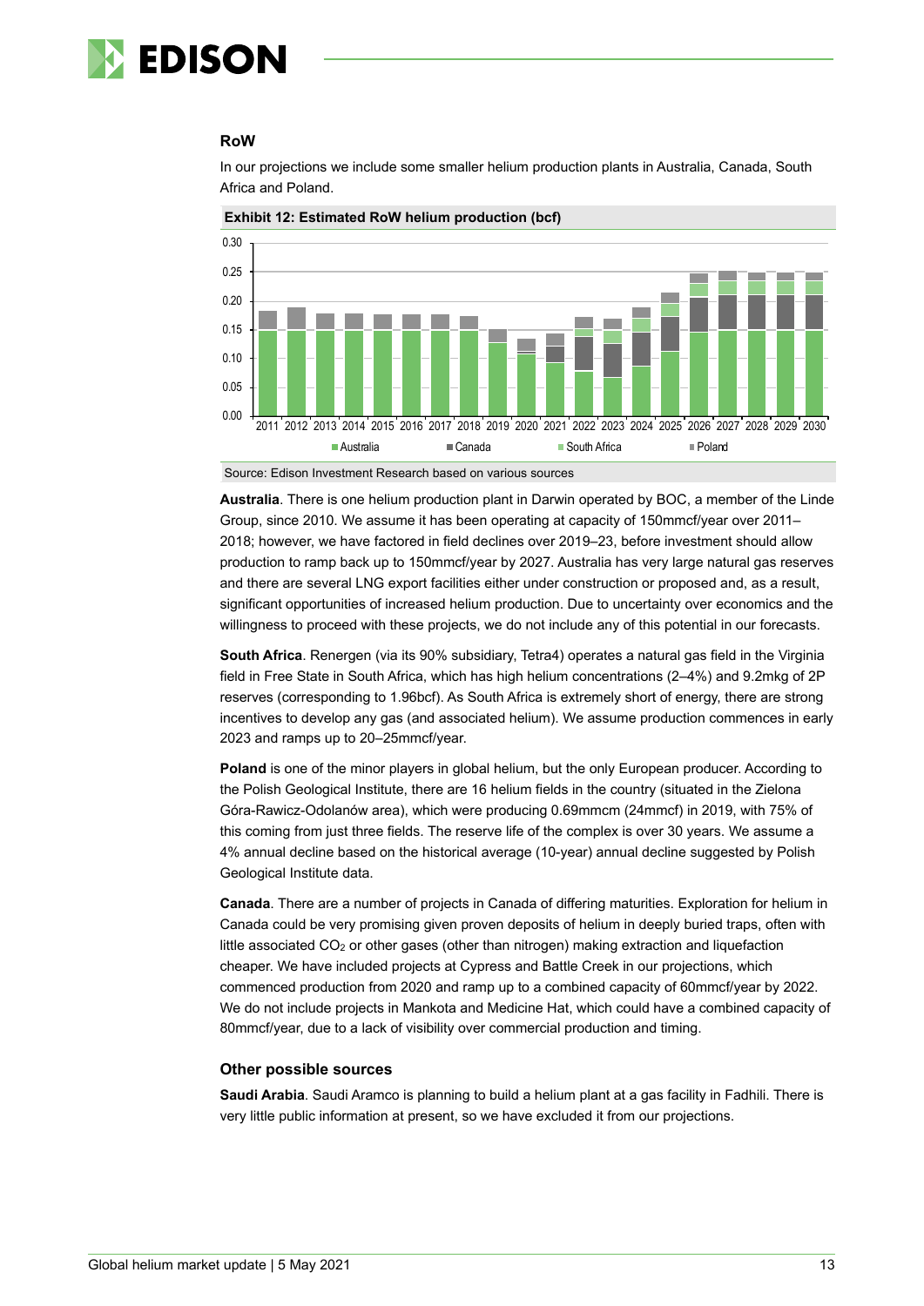### RoW

In our projections we include some smaller helium production plants in Australia, Canada, South Africa and Poland.

**Exhibit 12: Estimated RoW helium production (bcf)**

Source: Edison Investment Research based on various sources

**Australia**. There is one helium production plant in Darwin operated by BOC, a member of the Linde Group, since 2010. We assume it has been operating at capacity of 150mmcf/year over 2011–2018; however, we have factored in field declines over 2019–23, before investment should allow production to ramp back up to 150mmcf/year by 2027. Australia has very large natural gas reserves and there are several LNG export facilities either under construction or proposed and, as a result, significant opportunities of increased helium production. Due to uncertainty over economics and the willingness to proceed with these projects, we do not include any of this potential in our forecasts.

**South Africa**. Renergen (via its 90% subsidiary, Tetra4) operates a natural gas field in the Virginia field in Free State in South Africa, which has high helium concentrations (2–4%) and 9.2mkg of 2P reserves (corresponding to 1.96bcf). As South Africa is extremely short of energy, there are strong incentives to develop any gas (and associated helium). We assume production commences in early 2023 and ramps up to 20–25mmcf/year.

**Poland** is one of the minor players in global helium, but the only European producer. According to the Polish Geological Institute, there are 16 helium fields in the country (situated in the Zielona Góra-Rawicz-Odolanów area), which were producing 0.69mmcm (24mmcf) in 2019, with 75% of this coming from just three fields. The reserve life of the complex is over 30 years. We assume a 4% annual decline based on the historical average (10-year) annual decline suggested by Polish Geological Institute data.

**Canada**. There are a number of projects in Canada of differing maturities. Exploration for helium in Canada could be very promising given proven deposits of helium in deeply buried traps, often with little associated $CO_2$ or other gases (other than nitrogen) making extraction and liquefaction cheaper. We have included projects at Cypress and Battle Creek in our projections, which commenced production from 2020 and ramp up to a combined capacity of 60mmcf/year by 2022. We do not include projects in Mankota and Medicine Hat, which could have a combined capacity of 80mmcf/year, due to a lack of visibility over commercial production and timing.

### Other possible sources

**Saudi Arabia**. Saudi Aramco is planning to build a helium plant at a gas facility in Fadhili. There is very little public information at present, so we have excluded it from our projections.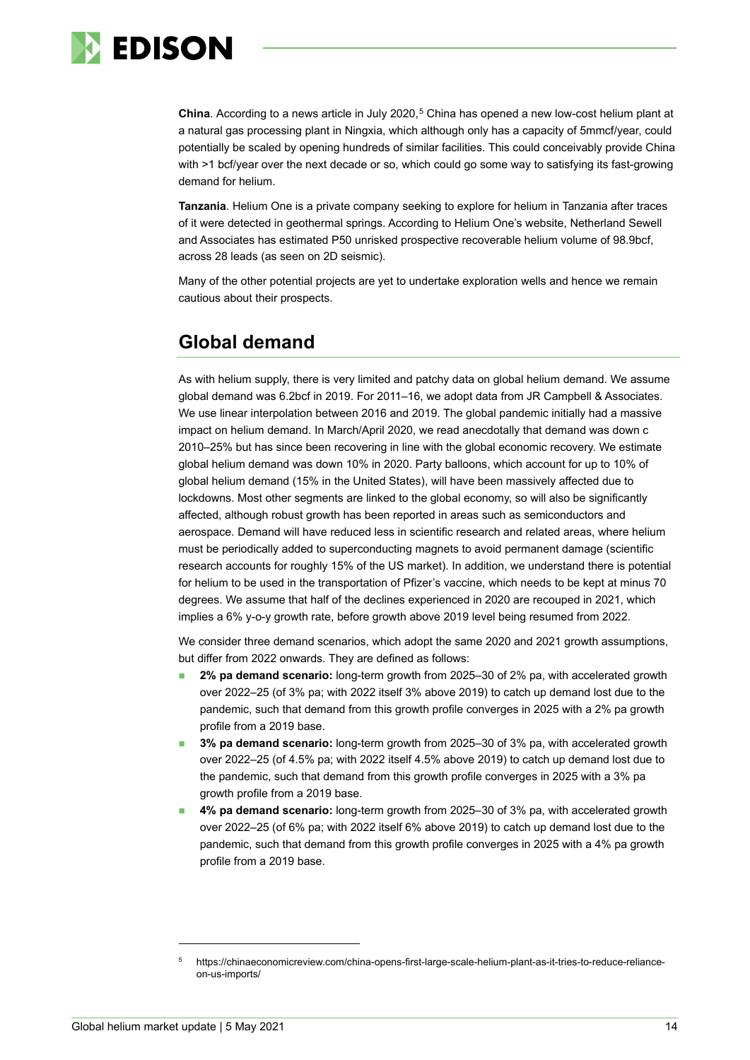**China**. According to a news article in July 2020,[5] China has opened a new low-cost helium plant at a natural gas processing plant in Ningxia, which although only has a capacity of 5mmcf/year, could potentially be scaled by opening hundreds of similar facilities. This could conceivably provide China with >1 bcf/year over the next decade or so, which could go some way to satisfying its fast-growing demand for helium.

**Tanzania**. Helium One is a private company seeking to explore for helium in Tanzania after traces of it were detected in geothermal springs. According to Helium One's website, Netherland Sewell and Associates has estimated P50 unrisked prospective recoverable helium volume of 98.9bcf, across 28 leads (as seen on 2D seismic).

Many of the other potential projects are yet to undertake exploration wells and hence we remain cautious about their prospects.

## Global demand

As with helium supply, there is very limited and patchy data on global helium demand. We assume global demand was 6.2bcf in 2019. For 2011–16, we adopt data from JR Campbell & Associates. We use linear interpolation between 2016 and 2019. The global pandemic initially had a massive impact on helium demand. In March/April 2020, we read anecdotally that demand was down c 2010–25% but has since been recovering in line with the global economic recovery. We estimate global helium demand was down 10% in 2020. Party balloons, which account for up to 10% of global helium demand (15% in the United States), will have been massively affected due to lockdowns. Most other segments are linked to the global economy, so will also be significantly affected, although robust growth has been reported in areas such as semiconductors and aerospace. Demand will have reduced less in scientific research and related areas, where helium must be periodically added to superconducting magnets to avoid permanent damage (scientific research accounts for roughly 15% of the US market). In addition, we understand there is potential for helium to be used in the transportation of Pfizer's vaccine, which needs to be kept at minus 70 degrees. We assume that half of the declines experienced in 2020 are recouped in 2021, which implies a 6% y-o-y growth rate, before growth above 2019 level being resumed from 2022.

We consider three demand scenarios, which adopt the same 2020 and 2021 growth assumptions, but differ from 2022 onwards. They are defined as follows:

- **2% pa demand scenario:** long-term growth from 2025–30 of 2% pa, with accelerated growth over 2022–25 (of 3% pa; with 2022 itself 3% above 2019) to catch up demand lost due to the pandemic, such that demand from this growth profile converges in 2025 with a 2% pa growth profile from a 2019 base.
- **3% pa demand scenario:** long-term growth from 2025–30 of 3% pa, with accelerated growth over 2022–25 (of 4.5% pa; with 2022 itself 4.5% above 2019) to catch up demand lost due to the pandemic, such that demand from this growth profile converges in 2025 with a 3% pa growth profile from a 2019 base.
- **4% pa demand scenario:** long-term growth from 2025–30 of 3% pa, with accelerated growth over 2022–25 (of 6% pa; with 2022 itself 6% above 2019) to catch up demand lost due to the pandemic, such that demand from this growth profile converges in 2025 with a 4% pa growth profile from a 2019 base.

---

[5] https://chinaeconomicreview.com/china-opens-first-large-scale-helium-plant-as-it-tries-to-reduce-reliance-on-us-imports/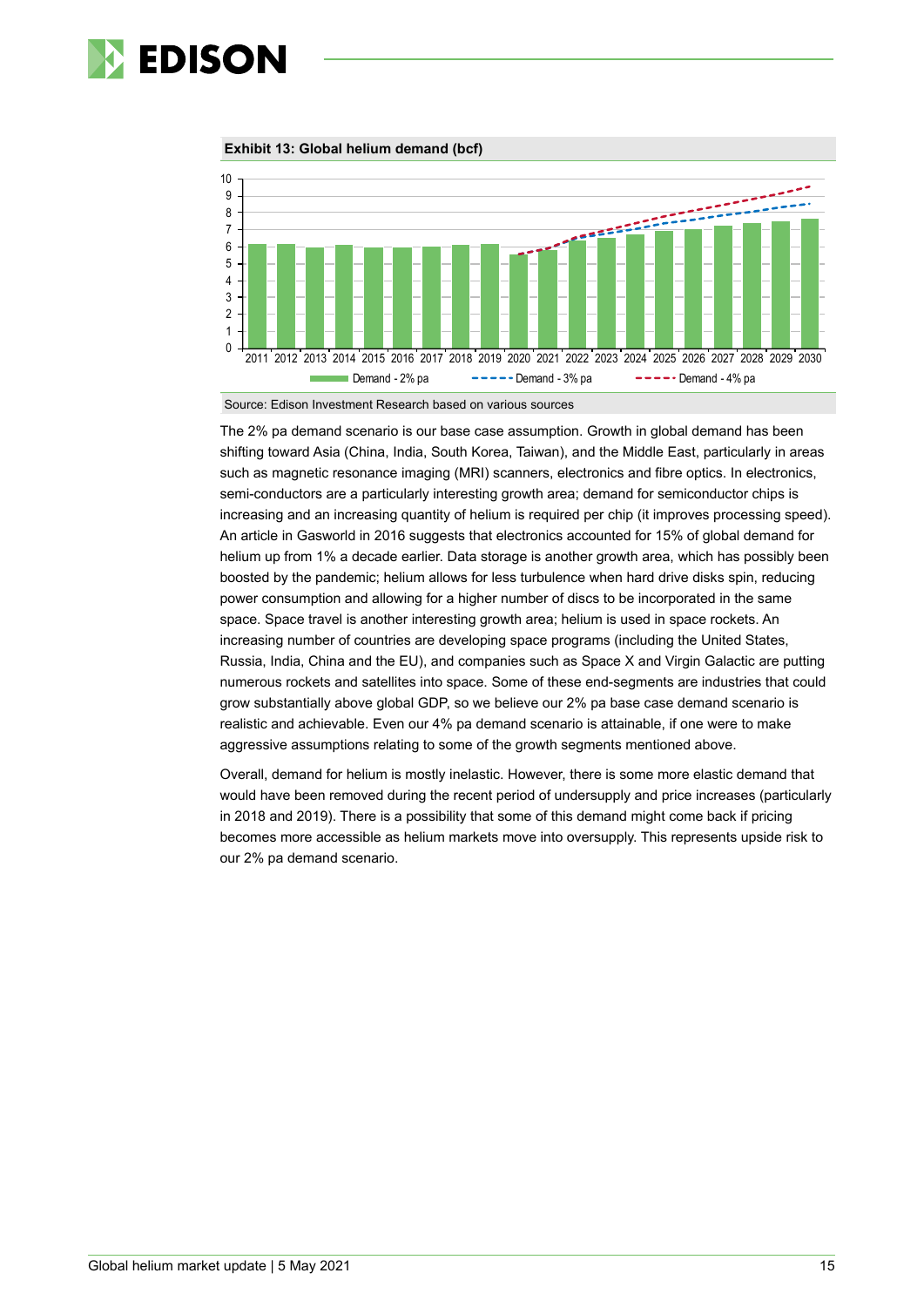**Exhibit 13: Global helium demand (bcf)**

Source: Edison Investment Research based on various sources

The 2% pa demand scenario is our base case assumption. Growth in global demand has been shifting toward Asia (China, India, South Korea, Taiwan), and the Middle East, particularly in areas such as magnetic resonance imaging (MRI) scanners, electronics and fibre optics. In electronics, semi-conductors are a particularly interesting growth area; demand for semiconductor chips is increasing and an increasing quantity of helium is required per chip (it improves processing speed). An article in Gasworld in 2016 suggests that electronics accounted for 15% of global demand for helium up from 1% a decade earlier. Data storage is another growth area, which has possibly been boosted by the pandemic; helium allows for less turbulence when hard drive disks spin, reducing power consumption and allowing for a higher number of discs to be incorporated in the same space. Space travel is another interesting growth area; helium is used in space rockets. An increasing number of countries are developing space programs (including the United States, Russia, India, China and the EU), and companies such as Space X and Virgin Galactic are putting numerous rockets and satellites into space. Some of these end-segments are industries that could grow substantially above global GDP, so we believe our 2% pa base case demand scenario is realistic and achievable. Even our 4% pa demand scenario is attainable, if one were to make aggressive assumptions relating to some of the growth segments mentioned above.

Overall, demand for helium is mostly inelastic. However, there is some more elastic demand that would have been removed during the recent period of undersupply and price increases (particularly in 2018 and 2019). There is a possibility that some of this demand might come back if pricing becomes more accessible as helium markets move into oversupply. This represents upside risk to our 2% pa demand scenario.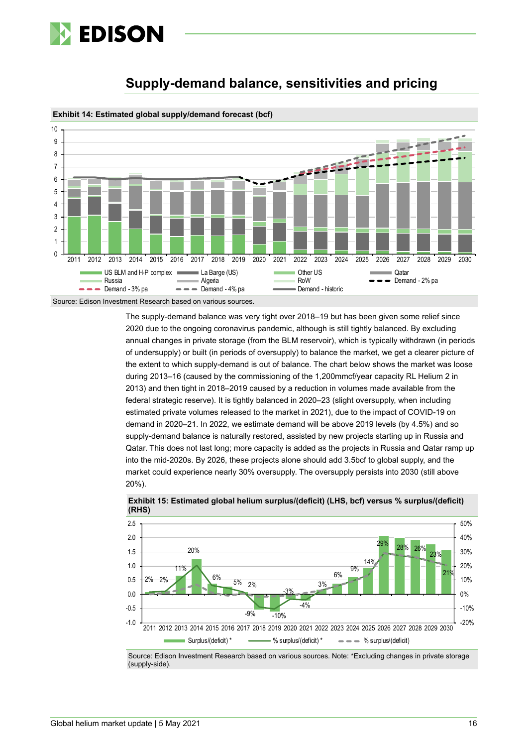## Supply-demand balance, sensitivities and pricing

**Exhibit 14: Estimated global supply/demand forecast (bcf)**

Source: Edison Investment Research based on various sources.

The supply-demand balance was very tight over 2018–19 but has been given some relief since 2020 due to the ongoing coronavirus pandemic, although is still tightly balanced. By excluding annual changes in private storage (from the BLM reservoir), which is typically withdrawn (in periods of undersupply) or built (in periods of oversupply) to balance the market, we get a clearer picture of the extent to which supply-demand is out of balance. The chart below shows the market was loose during 2013–16 (caused by the commissioning of the 1,200mmcf/year capacity RL Helium 2 in 2013) and then tight in 2018–2019 caused by a reduction in volumes made available from the federal strategic reserve). It is tightly balanced in 2020–23 (slight oversupply, when including estimated private volumes released to the market in 2021), due to the impact of COVID-19 on demand in 2020–21. In 2022, we estimate demand will be above 2019 levels (by 4.5%) and so supply-demand balance is naturally restored, assisted by new projects starting up in Russia and Qatar. This does not last long; more capacity is added as the projects in Russia and Qatar ramp up into the mid-2020s. By 2026, these projects alone should add 3.5bcf to global supply, and the market could experience nearly 30% oversupply. The oversupply persists into 2030 (still above 20%).

**Exhibit 15: Estimated global helium surplus/(deficit) (LHS, bcf) versus % surplus/(deficit) (RHS)**

Source: Edison Investment Research based on various sources. Note: *Excluding changes in private storage (supply-side).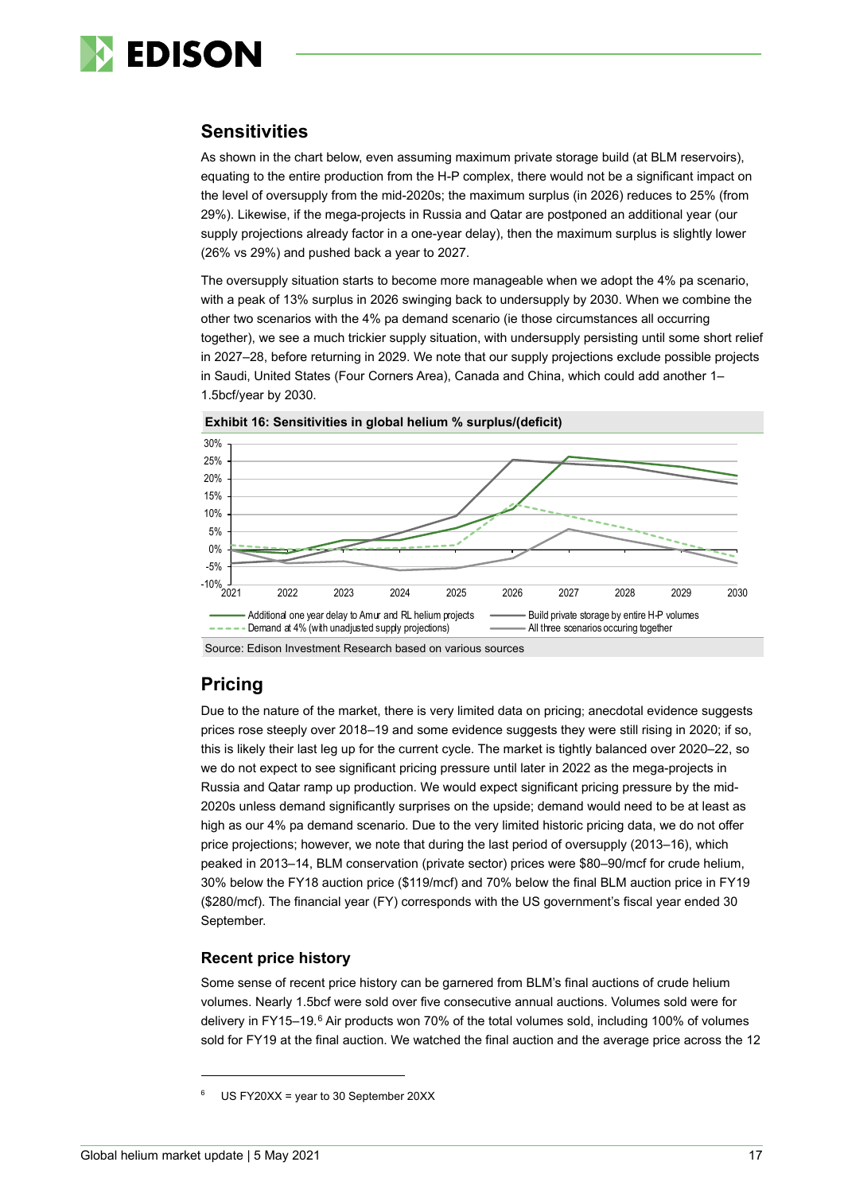## Sensitivities

As shown in the chart below, even assuming maximum private storage build (at BLM reservoirs), equating to the entire production from the H-P complex, there would not be a significant impact on the level of oversupply from the mid-2020s; the maximum surplus (in 2026) reduces to 25% (from 29%). Likewise, if the mega-projects in Russia and Qatar are postponed an additional year (our supply projections already factor in a one-year delay), then the maximum surplus is slightly lower (26% vs 29%) and pushed back a year to 2027.

The oversupply situation starts to become more manageable when we adopt the 4% pa scenario, with a peak of 13% surplus in 2026 swinging back to undersupply by 2030. When we combine the other two scenarios with the 4% pa demand scenario (ie those circumstances all occurring together), we see a much trickier supply situation, with undersupply persisting until some short relief in 2027–28, before returning in 2029. We note that our supply projections exclude possible projects in Saudi, United States (Four Corners Area), Canada and China, which could add another 1–1.5bcf/year by 2030.

**Exhibit 16: Sensitivities in global helium % surplus/(deficit)**

Source: Edison Investment Research based on various sources

## Pricing

Due to the nature of the market, there is very limited data on pricing; anecdotal evidence suggests prices rose steeply over 2018–19 and some evidence suggests they were still rising in 2020; if so, this is likely their last leg up for the current cycle. The market is tightly balanced over 2020–22, so we do not expect to see significant pricing pressure until later in 2022 as the mega-projects in Russia and Qatar ramp up production. We would expect significant pricing pressure by the mid-2020s unless demand significantly surprises on the upside; demand would need to be at least as high as our 4% pa demand scenario. Due to the very limited historic pricing data, we do not offer price projections; however, we note that during the last period of oversupply (2013–16), which peaked in 2013–14, BLM conservation (private sector) prices were \$80–90/mcf for crude helium, 30% below the FY18 auction price (\$119/mcf) and 70% below the final BLM auction price in FY19 (\$280/mcf). The financial year (FY) corresponds with the US government's fiscal year ended 30 September.

### Recent price history

Some sense of recent price history can be garnered from BLM's final auctions of crude helium volumes. Nearly 1.5bcf were sold over five consecutive annual auctions. Volumes sold were for delivery in FY15–19.[6] Air products won 70% of the total volumes sold, including 100% of volumes sold for FY19 at the final auction. We watched the final auction and the average price across the 12

---

[6] US FY20XX = year to 30 September 20XX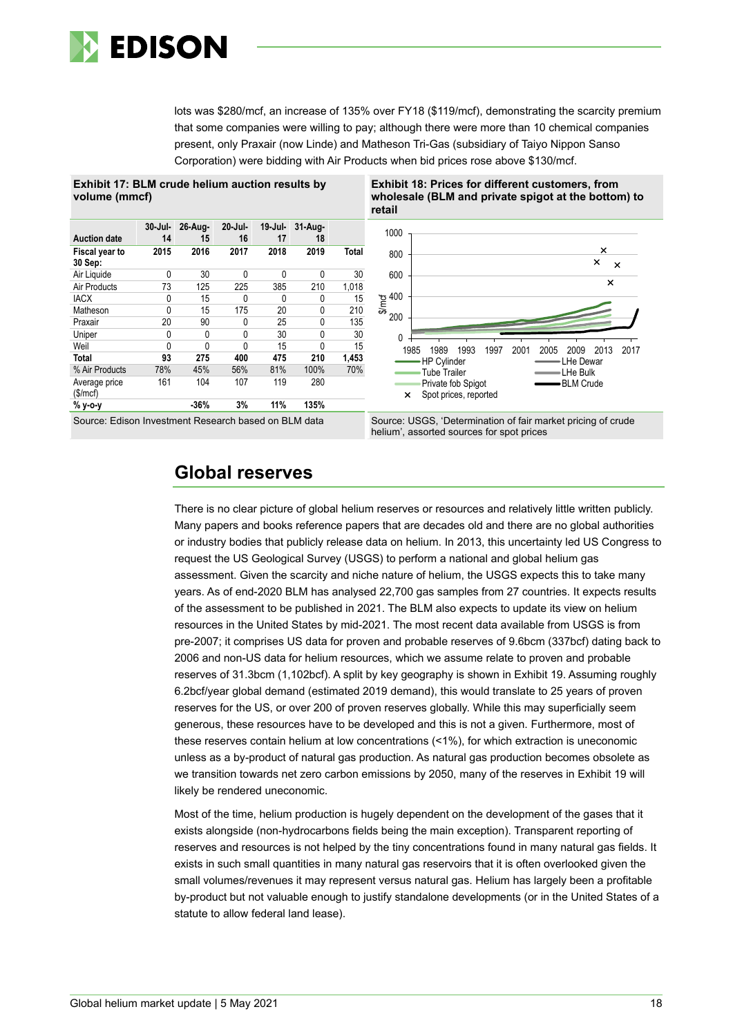lots was $280/mcf, an increase of 135% over FY18 ($119/mcf), demonstrating the scarcity premium that some companies were willing to pay; although there were more than 10 chemical companies present, only Praxair (now Linde) and Matheson Tri-Gas (subsidiary of Taiyo Nippon Sanso Corporation) were bidding with Air Products when bid prices rose above $130/mcf.

**Exhibit 17: BLM crude helium auction results by volume (mmcf)**

| Auction date | 30-Jul-14 | 26-Aug-15 | 20-Jul-16 | 19-Jul-17 | 31-Aug-18 | |
|---|---|---|---|---|---|---|
| **Fiscal year to 30 Sep:** | **2015** | **2016** | **2017** | **2018** | **2019** | **Total** |
| Air Liquide | 0 | 30 | 0 | 0 | 0 | 30 |
| Air Products | 73 | 125 | 225 | 385 | 210 | 1,018 |
| IACX | 0 | 15 | 0 | 0 | 0 | 15 |
| Matheson | 0 | 15 | 175 | 20 | 0 | 210 |
| Praxair | 20 | 90 | 0 | 25 | 0 | 135 |
| Uniper | 0 | 0 | 0 | 30 | 0 | 30 |
| Weil | 0 | 0 | 0 | 15 | 0 | 15 |
| **Total** | **93** | **275** | **400** | **475** | **210** | **1,453** |
| % Air Products | 78% | 45% | 56% | 81% | 100% | 70% |
| Average price ($/mcf) | 161 | 104 | 107 | 119 | 280 | |
| **% y-o-y** | | **-36%** | **3%** | **11%** | **135%** | |

Source: Edison Investment Research based on BLM data

**Exhibit 18: Prices for different customers, from wholesale (BLM and private spigot at the bottom) to retail**

Source: USGS, 'Determination of fair market pricing of crude helium', assorted sources for spot prices

## Global reserves

There is no clear picture of global helium reserves or resources and relatively little written publicly. Many papers and books reference papers that are decades old and there are no global authorities or industry bodies that publicly release data on helium. In 2013, this uncertainty led US Congress to request the US Geological Survey (USGS) to perform a national and global helium gas assessment. Given the scarcity and niche nature of helium, the USGS expects this to take many years. As of end-2020 BLM has analysed 22,700 gas samples from 27 countries. It expects results of the assessment to be published in 2021. The BLM also expects to update its view on helium resources in the United States by mid-2021. The most recent data available from USGS is from pre-2007; it comprises US data for proven and probable reserves of 9.6bcm (337bcf) dating back to 2006 and non-US data for helium resources, which we assume relate to proven and probable reserves of 31.3bcm (1,102bcf). A split by key geography is shown in Exhibit 19. Assuming roughly 6.2bcf/year global demand (estimated 2019 demand), this would translate to 25 years of proven reserves for the US, or over 200 of proven reserves globally. While this may superficially seem generous, these resources have to be developed and this is not a given. Furthermore, most of these reserves contain helium at low concentrations (<1%), for which extraction is uneconomic unless as a by-product of natural gas production. As natural gas production becomes obsolete as we transition towards net zero carbon emissions by 2050, many of the reserves in Exhibit 19 will likely be rendered uneconomic.

Most of the time, helium production is hugely dependent on the development of the gases that it exists alongside (non-hydrocarbons fields being the main exception). Transparent reporting of reserves and resources is not helped by the tiny concentrations found in many natural gas fields. It exists in such small quantities in many natural gas reservoirs that it is often overlooked given the small volumes/revenues it may represent versus natural gas. Helium has largely been a profitable by-product but not valuable enough to justify standalone developments (or in the United States of a statute to allow federal land lease).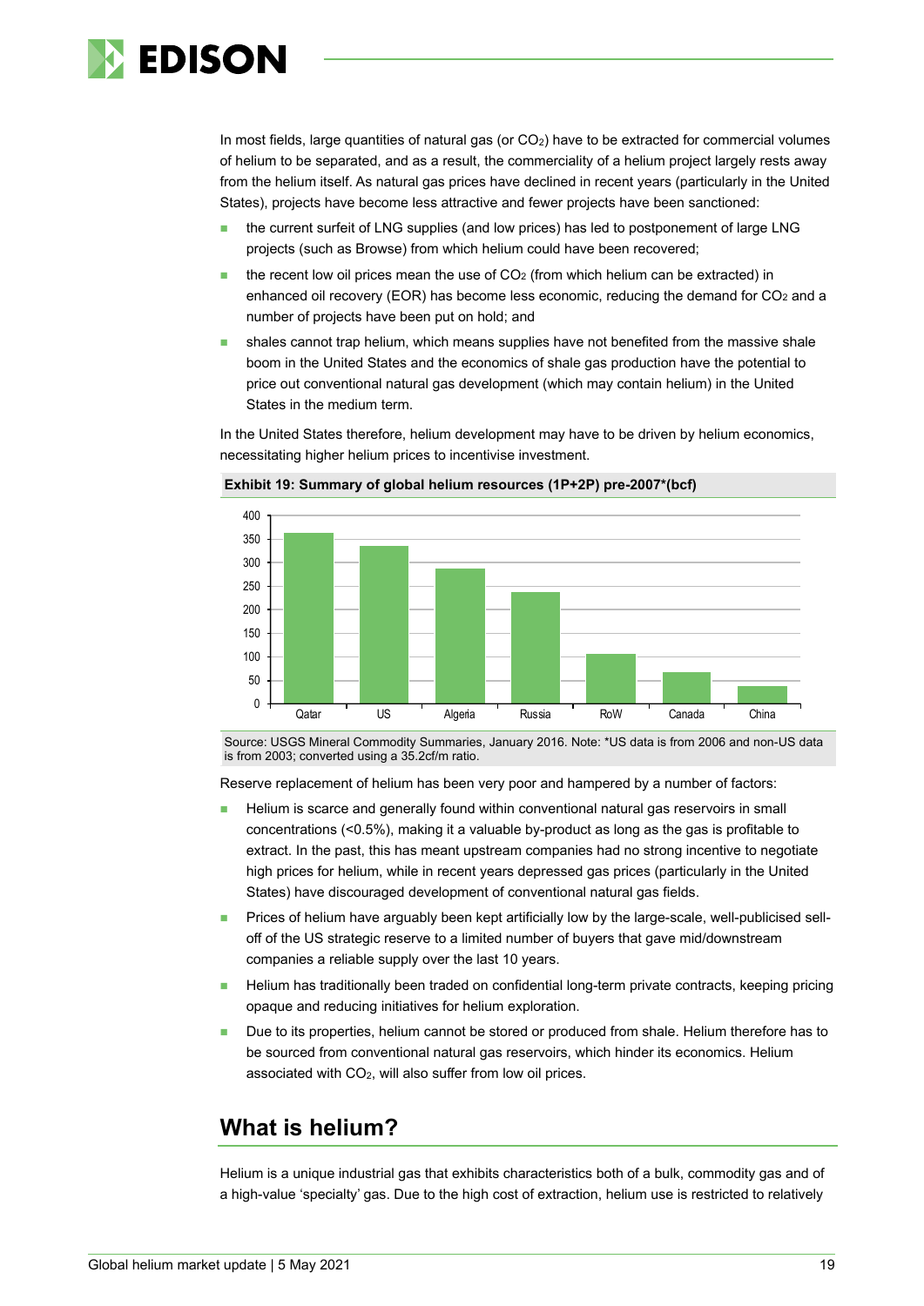In most fields, large quantities of natural gas (or $CO_2$) have to be extracted for commercial volumes of helium to be separated, and as a result, the commerciality of a helium project largely rests away from the helium itself. As natural gas prices have declined in recent years (particularly in the United States), projects have become less attractive and fewer projects have been sanctioned:

- the current surfeit of LNG supplies (and low prices) has led to postponement of large LNG projects (such as Browse) from which helium could have been recovered;
- the recent low oil prices mean the use of $CO_2$ (from which helium can be extracted) in enhanced oil recovery (EOR) has become less economic, reducing the demand for $CO_2$ and a number of projects have been put on hold; and
- shales cannot trap helium, which means supplies have not benefited from the massive shale boom in the United States and the economics of shale gas production have the potential to price out conventional natural gas development (which may contain helium) in the United States in the medium term.

In the United States therefore, helium development may have to be driven by helium economics, necessitating higher helium prices to incentivise investment.

**Exhibit 19: Summary of global helium resources (1P+2P) pre-2007*(bcf)**

| Country | bcf (approx.) |
|---|---|
| Qatar | 362 |
| US | 335 |
| Algeria | 288 |
| Russia | 237 |
| RoW | 106 |
| Canada | 67 |
| China | 38 |

Source: USGS Mineral Commodity Summaries, January 2016. Note: *US data is from 2006 and non-US data is from 2003; converted using a 35.2cf/m ratio.

Reserve replacement of helium has been very poor and hampered by a number of factors:

- Helium is scarce and generally found within conventional natural gas reservoirs in small concentrations (<0.5%), making it a valuable by-product as long as the gas is profitable to extract. In the past, this has meant upstream companies had no strong incentive to negotiate high prices for helium, while in recent years depressed gas prices (particularly in the United States) have discouraged development of conventional natural gas fields.
- Prices of helium have arguably been kept artificially low by the large-scale, well-publicised sell-off of the US strategic reserve to a limited number of buyers that gave mid/downstream companies a reliable supply over the last 10 years.
- Helium has traditionally been traded on confidential long-term private contracts, keeping pricing opaque and reducing initiatives for helium exploration.
- Due to its properties, helium cannot be stored or produced from shale. Helium therefore has to be sourced from conventional natural gas reservoirs, which hinder its economics. Helium associated with $CO_2$, will also suffer from low oil prices.

## What is helium?

Helium is a unique industrial gas that exhibits characteristics both of a bulk, commodity gas and of a high-value 'specialty' gas. Due to the high cost of extraction, helium use is restricted to relatively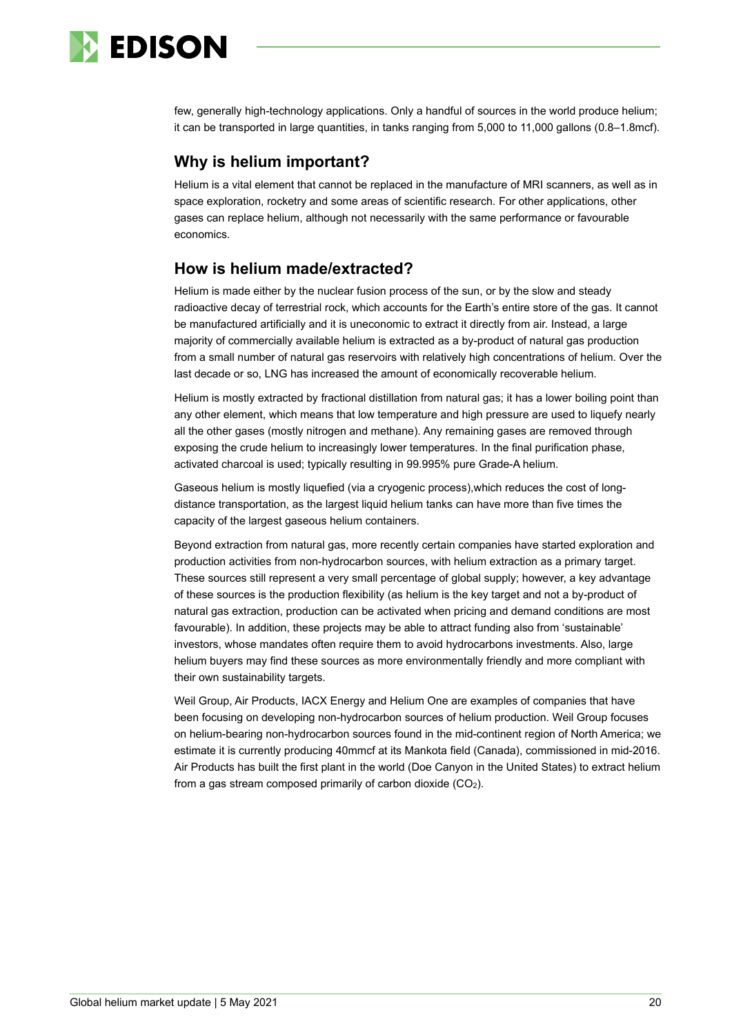few, generally high-technology applications. Only a handful of sources in the world produce helium; it can be transported in large quantities, in tanks ranging from 5,000 to 11,000 gallons (0.8–1.8mcf).

## Why is helium important?

Helium is a vital element that cannot be replaced in the manufacture of MRI scanners, as well as in space exploration, rocketry and some areas of scientific research. For other applications, other gases can replace helium, although not necessarily with the same performance or favourable economics.

## How is helium made/extracted?

Helium is made either by the nuclear fusion process of the sun, or by the slow and steady radioactive decay of terrestrial rock, which accounts for the Earth's entire store of the gas. It cannot be manufactured artificially and it is uneconomic to extract it directly from air. Instead, a large majority of commercially available helium is extracted as a by-product of natural gas production from a small number of natural gas reservoirs with relatively high concentrations of helium. Over the last decade or so, LNG has increased the amount of economically recoverable helium.

Helium is mostly extracted by fractional distillation from natural gas; it has a lower boiling point than any other element, which means that low temperature and high pressure are used to liquefy nearly all the other gases (mostly nitrogen and methane). Any remaining gases are removed through exposing the crude helium to increasingly lower temperatures. In the final purification phase, activated charcoal is used; typically resulting in 99.995% pure Grade-A helium.

Gaseous helium is mostly liquefied (via a cryogenic process),which reduces the cost of long-distance transportation, as the largest liquid helium tanks can have more than five times the capacity of the largest gaseous helium containers.

Beyond extraction from natural gas, more recently certain companies have started exploration and production activities from non-hydrocarbon sources, with helium extraction as a primary target. These sources still represent a very small percentage of global supply; however, a key advantage of these sources is the production flexibility (as helium is the key target and not a by-product of natural gas extraction, production can be activated when pricing and demand conditions are most favourable). In addition, these projects may be able to attract funding also from 'sustainable' investors, whose mandates often require them to avoid hydrocarbons investments. Also, large helium buyers may find these sources as more environmentally friendly and more compliant with their own sustainability targets.

Weil Group, Air Products, IACX Energy and Helium One are examples of companies that have been focusing on developing non-hydrocarbon sources of helium production. Weil Group focuses on helium-bearing non-hydrocarbon sources found in the mid-continent region of North America; we estimate it is currently producing 40mmcf at its Mankota field (Canada), commissioned in mid-2016. Air Products has built the first plant in the world (Doe Canyon in the United States) to extract helium from a gas stream composed primarily of carbon dioxide ($CO_2$).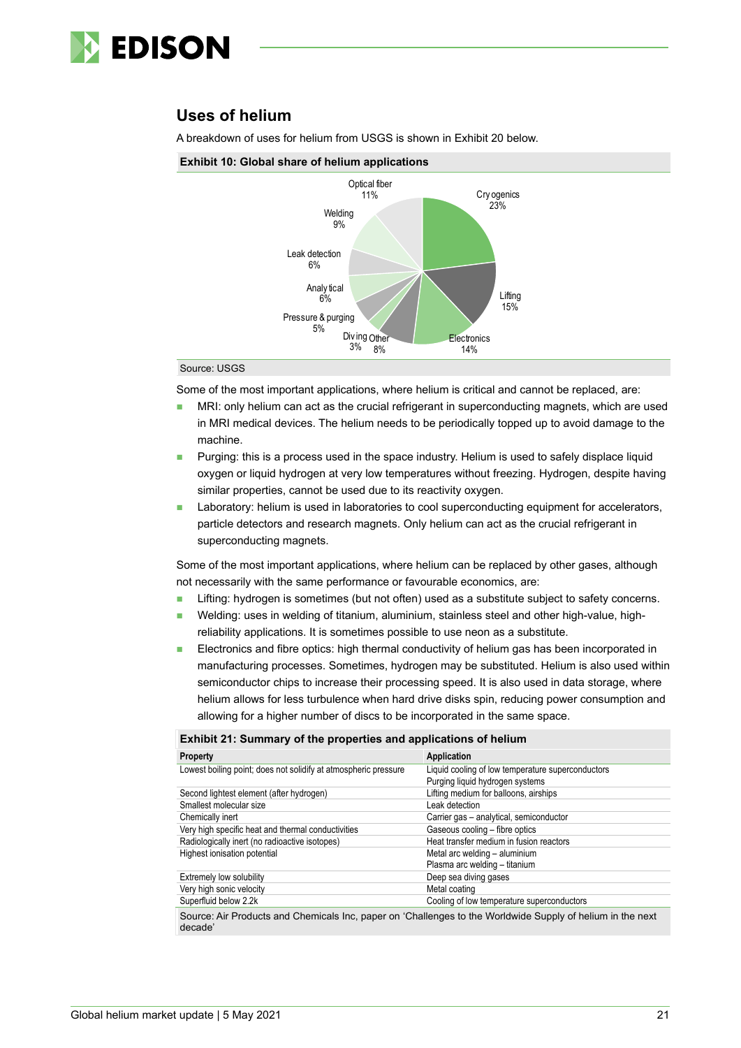## Uses of helium

A breakdown of uses for helium from USGS is shown in Exhibit 20 below.

**Exhibit 10: Global share of helium applications**

Optical fiber 11%
Cryogenics 23%
Welding 9%
Leak detection 6%
Analytical 6%
Lifting 15%
Pressure & purging 5%
Diving 3%
Other 8%
Electronics 14%

Source: USGS

Some of the most important applications, where helium is critical and cannot be replaced, are:

- MRI: only helium can act as the crucial refrigerant in superconducting magnets, which are used in MRI medical devices. The helium needs to be periodically topped up to avoid damage to the machine.
- Purging: this is a process used in the space industry. Helium is used to safely displace liquid oxygen or liquid hydrogen at very low temperatures without freezing. Hydrogen, despite having similar properties, cannot be used due to its reactivity oxygen.
- Laboratory: helium is used in laboratories to cool superconducting equipment for accelerators, particle detectors and research magnets. Only helium can act as the crucial refrigerant in superconducting magnets.

Some of the most important applications, where helium can be replaced by other gases, although not necessarily with the same performance or favourable economics, are:

- Lifting: hydrogen is sometimes (but not often) used as a substitute subject to safety concerns.
- Welding: uses in welding of titanium, aluminium, stainless steel and other high-value, high-reliability applications. It is sometimes possible to use neon as a substitute.
- Electronics and fibre optics: high thermal conductivity of helium gas has been incorporated in manufacturing processes. Sometimes, hydrogen may be substituted. Helium is also used within semiconductor chips to increase their processing speed. It is also used in data storage, where helium allows for less turbulence when hard drive disks spin, reducing power consumption and allowing for a higher number of discs to be incorporated in the same space.

**Exhibit 21: Summary of the properties and applications of helium**

| Property | Application |
|---|---|
| Lowest boiling point; does not solidify at atmospheric pressure | Liquid cooling of low temperature superconductors<br>Purging liquid hydrogen systems |
| Second lightest element (after hydrogen) | Lifting medium for balloons, airships |
| Smallest molecular size | Leak detection |
| Chemically inert | Carrier gas – analytical, semiconductor |
| Very high specific heat and thermal conductivities | Gaseous cooling – fibre optics |
| Radiologically inert (no radioactive isotopes) | Heat transfer medium in fusion reactors |
| Highest ionisation potential | Metal arc welding – aluminium<br>Plasma arc welding – titanium |
| Extremely low solubility | Deep sea diving gases |
| Very high sonic velocity | Metal coating |
| Superfluid below 2.2k | Cooling of low temperature superconductors |

Source: Air Products and Chemicals Inc, paper on 'Challenges to the Worldwide Supply of helium in the next decade'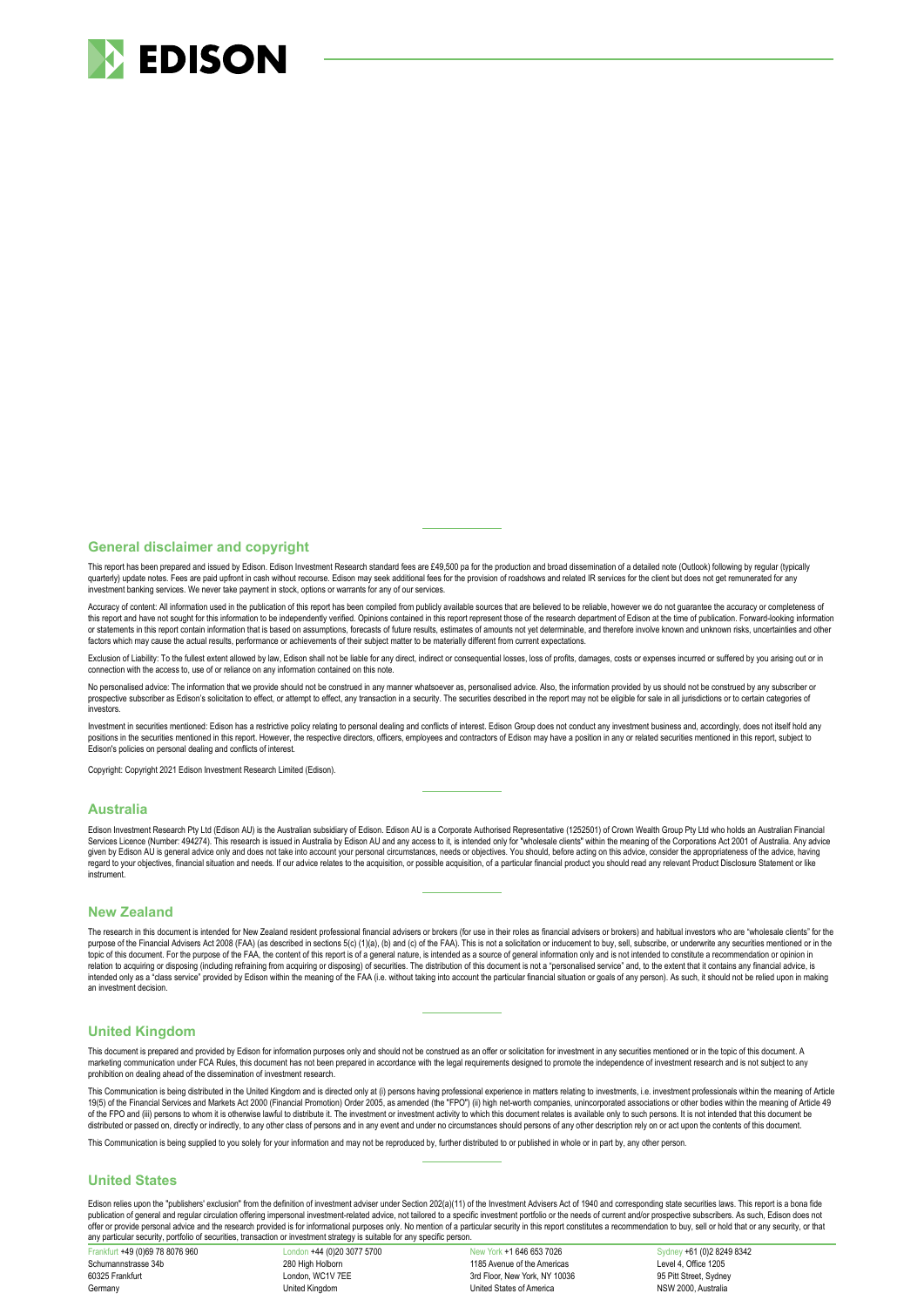## General disclaimer and copyright

This report has been prepared and issued by Edison. Edison Investment Research standard fees are £49,500 pa for the production and broad dissemination of a detailed note (Outlook) following by regular (typically quarterly) update notes. Fees are paid upfront in cash without recourse. Edison may seek additional fees for the provision of roadshows and related IR services for the client but does not get remunerated for any investment banking services. We never take payment in stock, options or warrants for any of our services.

Accuracy of content: All information used in the publication of this report has been compiled from publicly available sources that are believed to be reliable, however we do not guarantee the accuracy or completeness of this report and have not sought for this information to be independently verified. Opinions contained in this report represent those of the research department of Edison at the time of publication. Forward-looking information or statements in this report contain information that is based on assumptions, forecasts of future results, estimates of amounts not yet determinable, and therefore involve known and unknown risks, uncertainties and other factors which may cause the actual results, performance or achievements of their subject matter to be materially different from current expectations.

Exclusion of Liability: To the fullest extent allowed by law, Edison shall not be liable for any direct, indirect or consequential losses, loss of profits, damages, costs or expenses incurred or suffered by you arising out or in connection with the access to, use of or reliance on any information contained on this note.

No personalised advice: The information that we provide should not be construed in any manner whatsoever as, personalised advice. Also, the information provided by us should not be construed by any subscriber or prospective subscriber as Edison's solicitation to effect, or attempt to effect, any transaction in a security. The securities described in the report may not be eligible for sale in all jurisdictions or to certain categories of investors.

Investment in securities mentioned: Edison has a restrictive policy relating to personal dealing and conflicts of interest. Edison Group does not conduct any investment business and, accordingly, does not itself hold any positions in the securities mentioned in this report. However, the respective directors, officers, employees and contractors of Edison may have a position in any or related securities mentioned in this report, subject to Edison's policies on personal dealing and conflicts of interest.

Copyright: Copyright 2021 Edison Investment Research Limited (Edison).

## Australia

Edison Investment Research Pty Ltd (Edison AU) is the Australian subsidiary of Edison. Edison AU is a Corporate Authorised Representative (1252501) of Crown Wealth Group Pty Ltd who holds an Australian Financial Services Licence (Number: 494274). This research is issued in Australia by Edison AU and any access to it, is intended only for "wholesale clients" within the meaning of the Corporations Act 2001 of Australia. Any advice given by Edison AU is general advice only and does not take into account your personal circumstances, needs or objectives. You should, before acting on this advice, consider the appropriateness of the advice, having regard to your objectives, financial situation and needs. If our advice relates to the acquisition, or possible acquisition, of a particular financial product you should read any relevant Product Disclosure Statement or like instrument.

## New Zealand

The research in this document is intended for New Zealand resident professional financial advisers or brokers (for use in their roles as financial advisers or brokers) and habitual investors who are "wholesale clients" for the purpose of the Financial Advisers Act 2008 (FAA) (as described in sections 5(c) (1)(a), (b) and (c) of the FAA). This is not a solicitation or inducement to buy, sell, subscribe, or underwrite any securities mentioned or in the topic of this document. For the purpose of the FAA, the content of this report is of a general nature, is intended as a source of general information only and is not intended to constitute a recommendation or opinion in relation to acquiring or disposing (including refraining from acquiring or disposing) of securities. The distribution of this document is not a "personalised service" and, to the extent that it contains any financial advice, is intended only as a "class service" provided by Edison within the meaning of the FAA (i.e. without taking into account the particular financial situation or goals of any person). As such, it should not be relied upon in making an investment decision.

## United Kingdom

This document is prepared and provided by Edison for information purposes only and should not be construed as an offer or solicitation for investment in any securities mentioned or in the topic of this document. A marketing communication under FCA Rules, this document has not been prepared in accordance with the legal requirements designed to promote the independence of investment research and is not subject to any prohibition on dealing ahead of the dissemination of investment research.

This Communication is being distributed in the United Kingdom and is directed only at (i) persons having professional experience in matters relating to investments, i.e. investment professionals within the meaning of Article 19(5) of the Financial Services and Markets Act 2000 (Financial Promotion) Order 2005, as amended (the "FPO") (ii) high net-worth companies, unincorporated associations or other bodies within the meaning of Article 49 of the FPO and (iii) persons to whom it is otherwise lawful to distribute it. The investment or investment activity to which this document relates is available only to such persons. It is not intended that this document be distributed or passed on, directly or indirectly, to any other class of persons and in any event and under no circumstances should persons of any other description rely on or act upon the contents of this document.

This Communication is being supplied to you solely for your information and may not be reproduced by, further distributed to or published in whole or in part by, any other person.

## United States

Edison relies upon the "publishers' exclusion" from the definition of investment adviser under Section 202(a)(11) of the Investment Advisers Act of 1940 and corresponding state securities laws. This report is a bona fide publication of general and regular circulation offering impersonal investment-related advice, not tailored to a specific investment portfolio or the needs of current and/or prospective subscribers. As such, Edison does not offer or provide personal advice and the research provided is for informational purposes only. No mention of a particular security in this report constitutes a recommendation to buy, sell or hold that or any security, or that any particular security, portfolio of securities, transaction or investment strategy is suitable for any specific person.

Frankfurt +49 (0)69 78 8076 960
Schumannstrasse 34b
60325 Frankfurt
Germany

London +44 (0)20 3077 5700
280 High Holborn
London, WC1V 7EE
United Kingdom

New York +1 646 653 7026
1185 Avenue of the Americas
3rd Floor, New York, NY 10036
United States of America

Sydney +61 (0)2 8249 8342
Level 4, Office 1205
95 Pitt Street, Sydney
NSW 2000, Australia